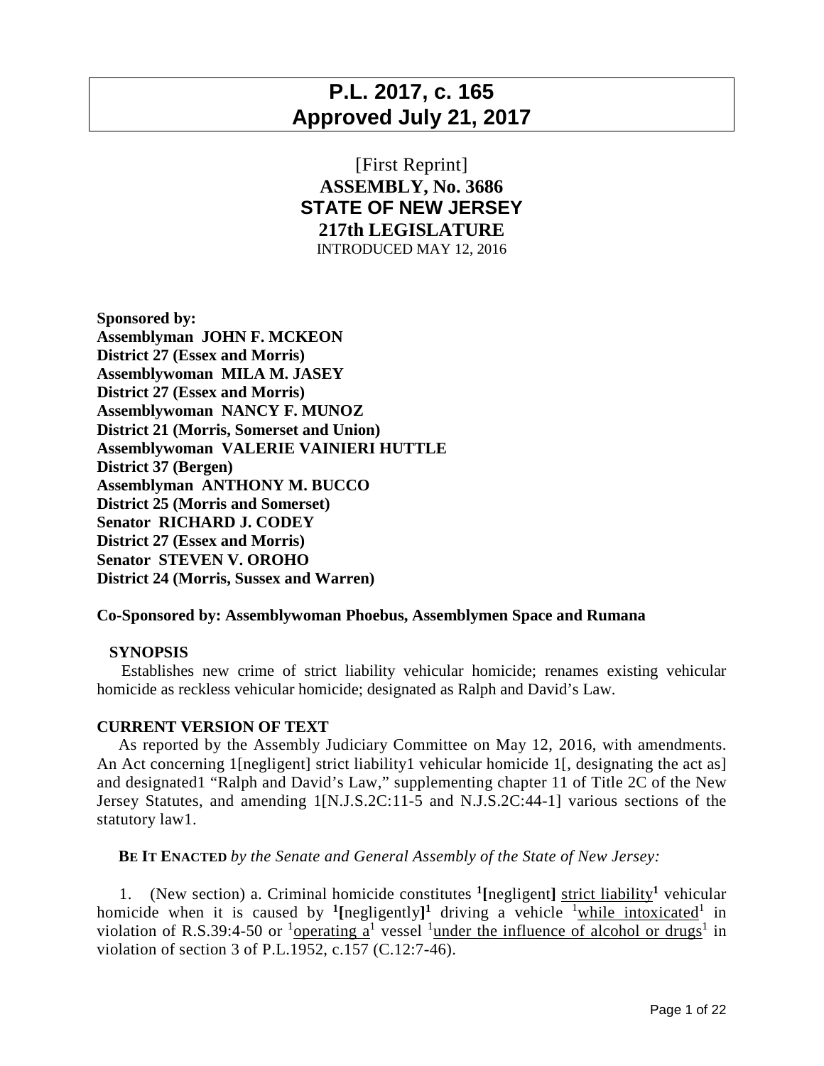# P.L. 2017, c. 165
# Approved July 21, 2017

[First Reprint]

**ASSEMBLY, No. 3686**

**STATE OF NEW JERSEY**

**217th LEGISLATURE**

INTRODUCED MAY 12, 2016

**Sponsored by:**
**Assemblyman JOHN F. MCKEON**
**District 27 (Essex and Morris)**
**Assemblywoman MILA M. JASEY**
**District 27 (Essex and Morris)**
**Assemblywoman NANCY F. MUNOZ**
**District 21 (Morris, Somerset and Union)**
**Assemblywoman VALERIE VAINIERI HUTTLE**
**District 37 (Bergen)**
**Assemblyman ANTHONY M. BUCCO**
**District 25 (Morris and Somerset)**
**Senator RICHARD J. CODEY**
**District 27 (Essex and Morris)**
**Senator STEVEN V. OROHO**
**District 24 (Morris, Sussex and Warren)**

**Co-Sponsored by: Assemblywoman Phoebus, Assemblymen Space and Rumana**

**SYNOPSIS**

Establishes new crime of strict liability vehicular homicide; renames existing vehicular homicide as reckless vehicular homicide; designated as Ralph and David's Law.

**CURRENT VERSION OF TEXT**

As reported by the Assembly Judiciary Committee on May 12, 2016, with amendments. An Act concerning 1[negligent] strict liability1 vehicular homicide 1[, designating the act as] and designated1 "Ralph and David's Law," supplementing chapter 11 of Title 2C of the New Jersey Statutes, and amending 1[N.J.S.2C:11-5 and N.J.S.2C:44-1] various sections of the statutory law1.

**BE IT ENACTED** *by the Senate and General Assembly of the State of New Jersey:*

1. (New section) a. Criminal homicide constitutes **1[**negligent**]** <u>strict liability</u>**1** vehicular homicide when it is caused by **1[**negligently**]1** driving a vehicle 1<u>while intoxicated</u>1 in violation of R.S.39:4-50 or 1<u>operating a</u>1 vessel 1<u>under the influence of alcohol or drugs</u>1 in violation of section 3 of P.L.1952, c.157 (C.12:7-46).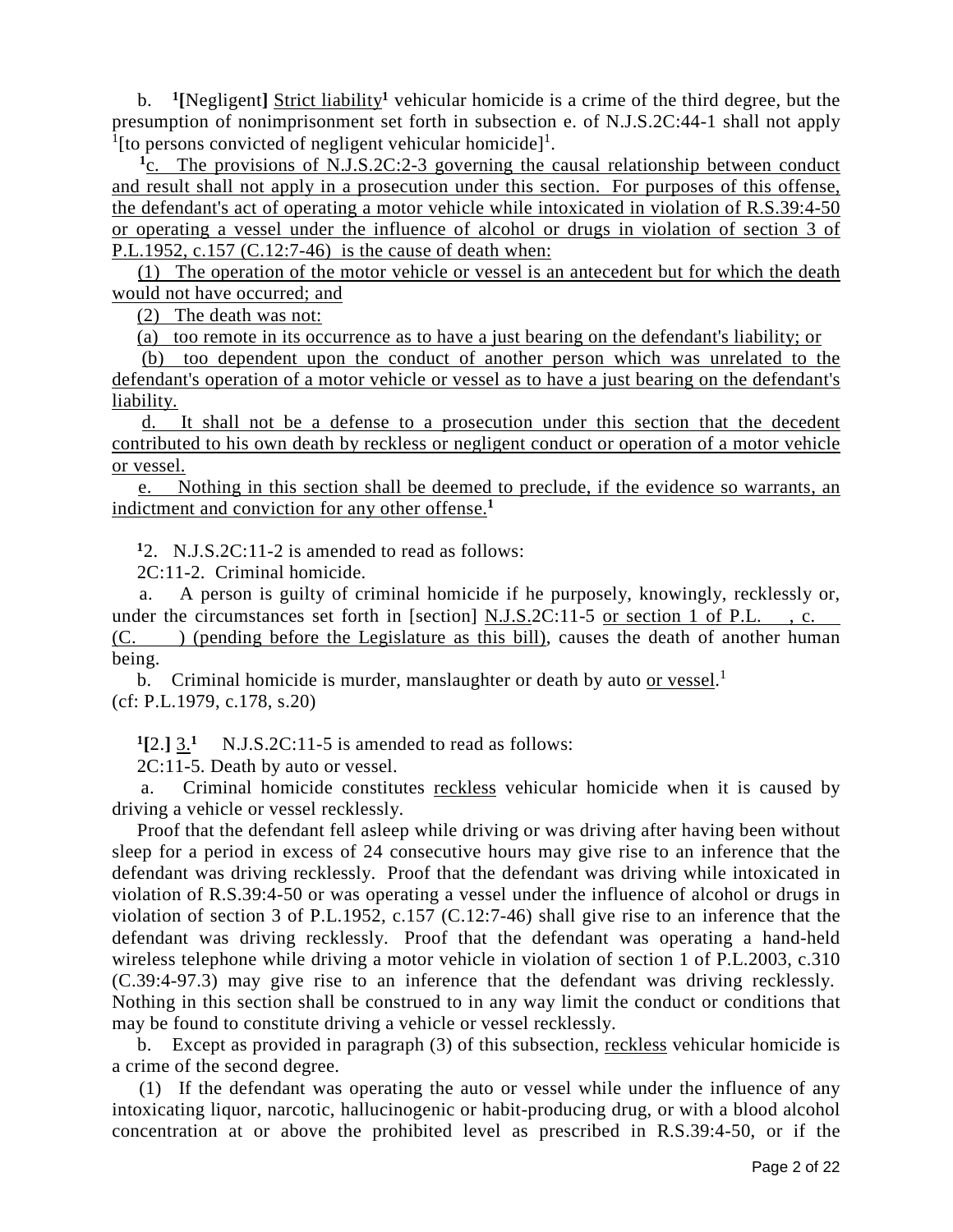b. [1][Negligent] Strict liability[1] vehicular homicide is a crime of the third degree, but the presumption of nonimprisonment set forth in subsection e. of N.J.S.2C:44-1 shall not apply [1][to persons convicted of negligent vehicular homicide][1].

[1]c. The provisions of N.J.S.2C:2-3 governing the causal relationship between conduct and result shall not apply in a prosecution under this section. For purposes of this offense, the defendant's act of operating a motor vehicle while intoxicated in violation of R.S.39:4-50 or operating a vessel under the influence of alcohol or drugs in violation of section 3 of P.L.1952, c.157 (C.12:7-46) is the cause of death when:

(1) The operation of the motor vehicle or vessel is an antecedent but for which the death would not have occurred; and

(2) The death was not:

(a) too remote in its occurrence as to have a just bearing on the defendant's liability; or

(b) too dependent upon the conduct of another person which was unrelated to the defendant's operation of a motor vehicle or vessel as to have a just bearing on the defendant's liability.

d. It shall not be a defense to a prosecution under this section that the decedent contributed to his own death by reckless or negligent conduct or operation of a motor vehicle or vessel.

e. Nothing in this section shall be deemed to preclude, if the evidence so warrants, an indictment and conviction for any other offense.[1]

[1]2. N.J.S.2C:11-2 is amended to read as follows:

2C:11-2. Criminal homicide.

a. A person is guilty of criminal homicide if he purposely, knowingly, recklessly or, under the circumstances set forth in [section] N.J.S.2C:11-5 or section 1 of P.L. , c. (C. ) (pending before the Legislature as this bill), causes the death of another human being.

b. Criminal homicide is murder, manslaughter or death by auto or vessel.[1]

(cf: P.L.1979, c.178, s.20)

[1][2.] 3.[1] N.J.S.2C:11-5 is amended to read as follows:

2C:11-5. Death by auto or vessel.

a. Criminal homicide constitutes reckless vehicular homicide when it is caused by driving a vehicle or vessel recklessly.

Proof that the defendant fell asleep while driving or was driving after having been without sleep for a period in excess of 24 consecutive hours may give rise to an inference that the defendant was driving recklessly. Proof that the defendant was driving while intoxicated in violation of R.S.39:4-50 or was operating a vessel under the influence of alcohol or drugs in violation of section 3 of P.L.1952, c.157 (C.12:7-46) shall give rise to an inference that the defendant was driving recklessly. Proof that the defendant was operating a hand-held wireless telephone while driving a motor vehicle in violation of section 1 of P.L.2003, c.310 (C.39:4-97.3) may give rise to an inference that the defendant was driving recklessly. Nothing in this section shall be construed to in any way limit the conduct or conditions that may be found to constitute driving a vehicle or vessel recklessly.

b. Except as provided in paragraph (3) of this subsection, reckless vehicular homicide is a crime of the second degree.

(1) If the defendant was operating the auto or vessel while under the influence of any intoxicating liquor, narcotic, hallucinogenic or habit-producing drug, or with a blood alcohol concentration at or above the prohibited level as prescribed in R.S.39:4-50, or if the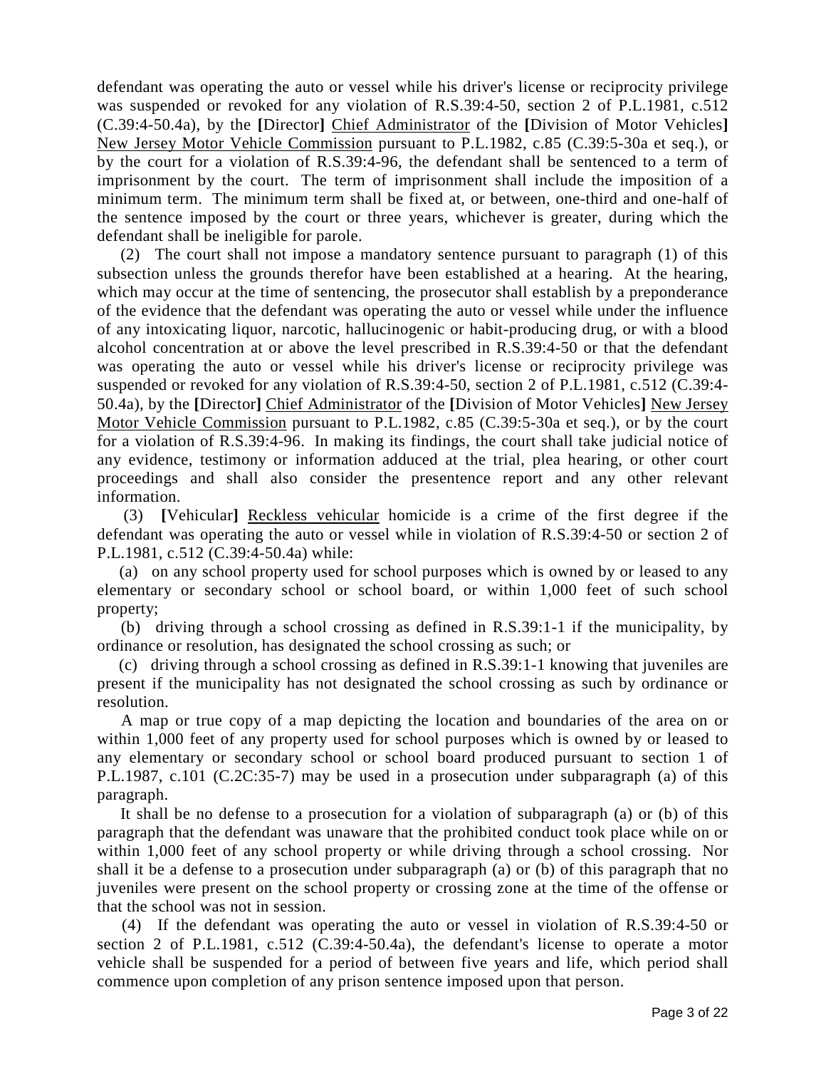defendant was operating the auto or vessel while his driver's license or reciprocity privilege was suspended or revoked for any violation of R.S.39:4-50, section 2 of P.L.1981, c.512 (C.39:4-50.4a), by the **[**Director**]** <u>Chief Administrator</u> of the **[**Division of Motor Vehicles**]** <u>New Jersey Motor Vehicle Commission</u> pursuant to P.L.1982, c.85 (C.39:5-30a et seq.), or by the court for a violation of R.S.39:4-96, the defendant shall be sentenced to a term of imprisonment by the court. The term of imprisonment shall include the imposition of a minimum term. The minimum term shall be fixed at, or between, one-third and one-half of the sentence imposed by the court or three years, whichever is greater, during which the defendant shall be ineligible for parole.

(2) The court shall not impose a mandatory sentence pursuant to paragraph (1) of this subsection unless the grounds therefor have been established at a hearing. At the hearing, which may occur at the time of sentencing, the prosecutor shall establish by a preponderance of the evidence that the defendant was operating the auto or vessel while under the influence of any intoxicating liquor, narcotic, hallucinogenic or habit-producing drug, or with a blood alcohol concentration at or above the level prescribed in R.S.39:4-50 or that the defendant was operating the auto or vessel while his driver's license or reciprocity privilege was suspended or revoked for any violation of R.S.39:4-50, section 2 of P.L.1981, c.512 (C.39:4-50.4a), by the **[**Director**]** <u>Chief Administrator</u> of the **[**Division of Motor Vehicles**]** <u>New Jersey Motor Vehicle Commission</u> pursuant to P.L.1982, c.85 (C.39:5-30a et seq.), or by the court for a violation of R.S.39:4-96. In making its findings, the court shall take judicial notice of any evidence, testimony or information adduced at the trial, plea hearing, or other court proceedings and shall also consider the presentence report and any other relevant information.

(3) **[**Vehicular**]** <u>Reckless vehicular</u> homicide is a crime of the first degree if the defendant was operating the auto or vessel while in violation of R.S.39:4-50 or section 2 of P.L.1981, c.512 (C.39:4-50.4a) while:

(a) on any school property used for school purposes which is owned by or leased to any elementary or secondary school or school board, or within 1,000 feet of such school property;

(b) driving through a school crossing as defined in R.S.39:1-1 if the municipality, by ordinance or resolution, has designated the school crossing as such; or

(c) driving through a school crossing as defined in R.S.39:1-1 knowing that juveniles are present if the municipality has not designated the school crossing as such by ordinance or resolution.

A map or true copy of a map depicting the location and boundaries of the area on or within 1,000 feet of any property used for school purposes which is owned by or leased to any elementary or secondary school or school board produced pursuant to section 1 of P.L.1987, c.101 (C.2C:35-7) may be used in a prosecution under subparagraph (a) of this paragraph.

It shall be no defense to a prosecution for a violation of subparagraph (a) or (b) of this paragraph that the defendant was unaware that the prohibited conduct took place while on or within 1,000 feet of any school property or while driving through a school crossing. Nor shall it be a defense to a prosecution under subparagraph (a) or (b) of this paragraph that no juveniles were present on the school property or crossing zone at the time of the offense or that the school was not in session.

(4) If the defendant was operating the auto or vessel in violation of R.S.39:4-50 or section 2 of P.L.1981, c.512 (C.39:4-50.4a), the defendant's license to operate a motor vehicle shall be suspended for a period of between five years and life, which period shall commence upon completion of any prison sentence imposed upon that person.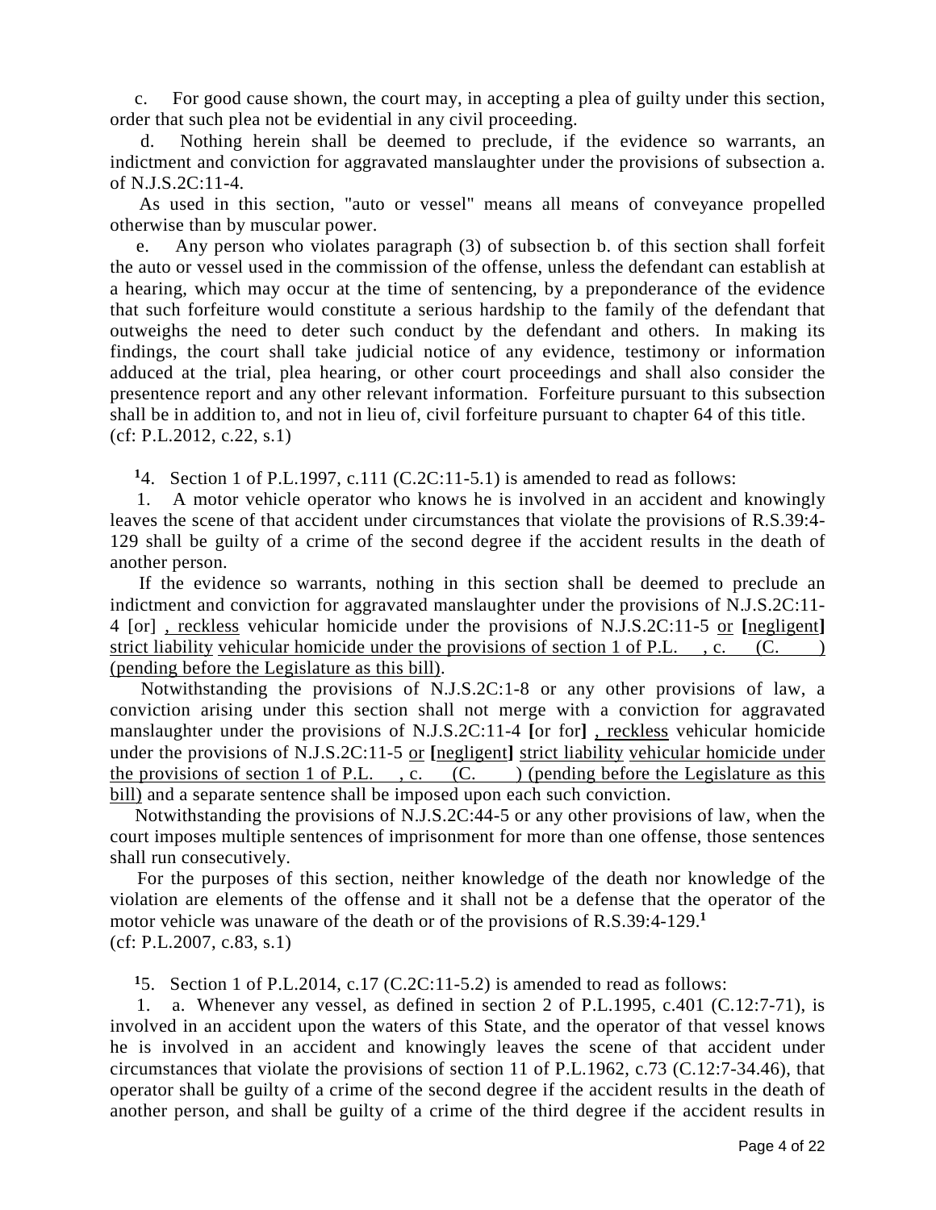c. For good cause shown, the court may, in accepting a plea of guilty under this section, order that such plea not be evidential in any civil proceeding.

d. Nothing herein shall be deemed to preclude, if the evidence so warrants, an indictment and conviction for aggravated manslaughter under the provisions of subsection a. of N.J.S.2C:11-4.

As used in this section, "auto or vessel" means all means of conveyance propelled otherwise than by muscular power.

e. Any person who violates paragraph (3) of subsection b. of this section shall forfeit the auto or vessel used in the commission of the offense, unless the defendant can establish at a hearing, which may occur at the time of sentencing, by a preponderance of the evidence that such forfeiture would constitute a serious hardship to the family of the defendant that outweighs the need to deter such conduct by the defendant and others. In making its findings, the court shall take judicial notice of any evidence, testimony or information adduced at the trial, plea hearing, or other court proceedings and shall also consider the presentence report and any other relevant information. Forfeiture pursuant to this subsection shall be in addition to, and not in lieu of, civil forfeiture pursuant to chapter 64 of this title.
(cf: P.L.2012, c.22, s.1)

[1]4. Section 1 of P.L.1997, c.111 (C.2C:11-5.1) is amended to read as follows:

1. A motor vehicle operator who knows he is involved in an accident and knowingly leaves the scene of that accident under circumstances that violate the provisions of R.S.39:4-129 shall be guilty of a crime of the second degree if the accident results in the death of another person.

If the evidence so warrants, nothing in this section shall be deemed to preclude an indictment and conviction for aggravated manslaughter under the provisions of N.J.S.2C:11-4 [or] , reckless vehicular homicide under the provisions of N.J.S.2C:11-5 or [negligent] strict liability vehicular homicide under the provisions of section 1 of P.L. , c. (C. ) (pending before the Legislature as this bill).

Notwithstanding the provisions of N.J.S.2C:1-8 or any other provisions of law, a conviction arising under this section shall not merge with a conviction for aggravated manslaughter under the provisions of N.J.S.2C:11-4 [or for] , reckless vehicular homicide under the provisions of N.J.S.2C:11-5 or [negligent] strict liability vehicular homicide under the provisions of section 1 of P.L. , c. (C. ) (pending before the Legislature as this bill) and a separate sentence shall be imposed upon each such conviction.

Notwithstanding the provisions of N.J.S.2C:44-5 or any other provisions of law, when the court imposes multiple sentences of imprisonment for more than one offense, those sentences shall run consecutively.

For the purposes of this section, neither knowledge of the death nor knowledge of the violation are elements of the offense and it shall not be a defense that the operator of the motor vehicle was unaware of the death or of the provisions of R.S.39:4-129.[1]
(cf: P.L.2007, c.83, s.1)

[1]5. Section 1 of P.L.2014, c.17 (C.2C:11-5.2) is amended to read as follows:

1. a. Whenever any vessel, as defined in section 2 of P.L.1995, c.401 (C.12:7-71), is involved in an accident upon the waters of this State, and the operator of that vessel knows he is involved in an accident and knowingly leaves the scene of that accident under circumstances that violate the provisions of section 11 of P.L.1962, c.73 (C.12:7-34.46), that operator shall be guilty of a crime of the second degree if the accident results in the death of another person, and shall be guilty of a crime of the third degree if the accident results in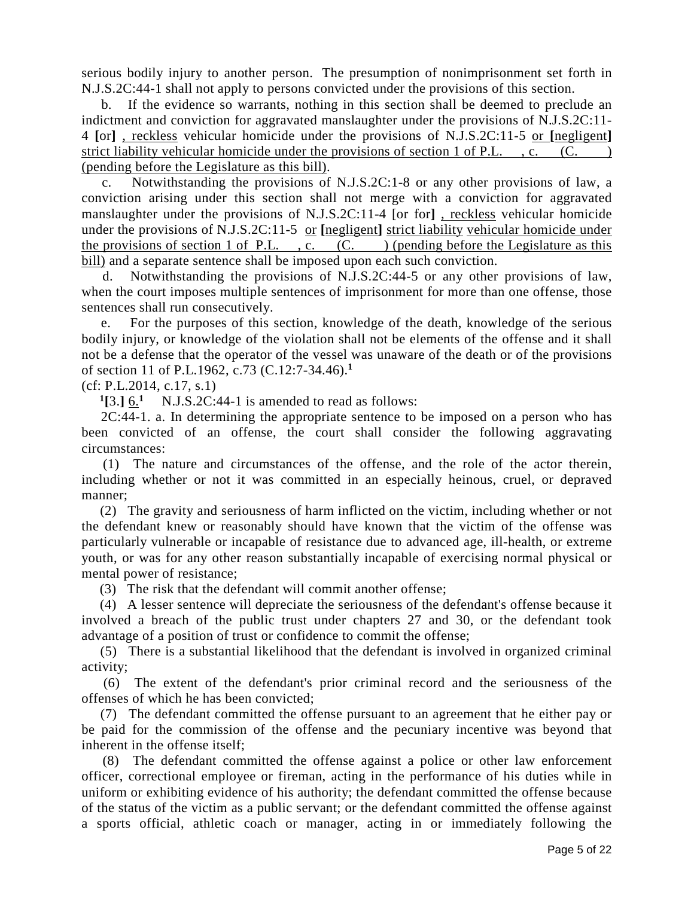serious bodily injury to another person. The presumption of nonimprisonment set forth in N.J.S.2C:44-1 shall not apply to persons convicted under the provisions of this section.

b. If the evidence so warrants, nothing in this section shall be deemed to preclude an indictment and conviction for aggravated manslaughter under the provisions of N.J.S.2C:11-4 [or] , reckless vehicular homicide under the provisions of N.J.S.2C:11-5 or [negligent] strict liability vehicular homicide under the provisions of section 1 of P.L. , c. (C. ) (pending before the Legislature as this bill).

c. Notwithstanding the provisions of N.J.S.2C:1-8 or any other provisions of law, a conviction arising under this section shall not merge with a conviction for aggravated manslaughter under the provisions of N.J.S.2C:11-4 [or for] , reckless vehicular homicide under the provisions of N.J.S.2C:11-5 or [negligent] strict liability vehicular homicide under the provisions of section 1 of P.L. , c. (C. ) (pending before the Legislature as this bill) and a separate sentence shall be imposed upon each such conviction.

d. Notwithstanding the provisions of N.J.S.2C:44-5 or any other provisions of law, when the court imposes multiple sentences of imprisonment for more than one offense, those sentences shall run consecutively.

e. For the purposes of this section, knowledge of the death, knowledge of the serious bodily injury, or knowledge of the violation shall not be elements of the offense and it shall not be a defense that the operator of the vessel was unaware of the death or of the provisions of section 11 of P.L.1962, c.73 (C.12:7-34.46).[1]

(cf: P.L.2014, c.17, s.1)

[1][3.] 6.[1] N.J.S.2C:44-1 is amended to read as follows:

2C:44-1. a. In determining the appropriate sentence to be imposed on a person who has been convicted of an offense, the court shall consider the following aggravating circumstances:

(1) The nature and circumstances of the offense, and the role of the actor therein, including whether or not it was committed in an especially heinous, cruel, or depraved manner;

(2) The gravity and seriousness of harm inflicted on the victim, including whether or not the defendant knew or reasonably should have known that the victim of the offense was particularly vulnerable or incapable of resistance due to advanced age, ill-health, or extreme youth, or was for any other reason substantially incapable of exercising normal physical or mental power of resistance;

(3) The risk that the defendant will commit another offense;

(4) A lesser sentence will depreciate the seriousness of the defendant's offense because it involved a breach of the public trust under chapters 27 and 30, or the defendant took advantage of a position of trust or confidence to commit the offense;

(5) There is a substantial likelihood that the defendant is involved in organized criminal activity;

(6) The extent of the defendant's prior criminal record and the seriousness of the offenses of which he has been convicted;

(7) The defendant committed the offense pursuant to an agreement that he either pay or be paid for the commission of the offense and the pecuniary incentive was beyond that inherent in the offense itself;

(8) The defendant committed the offense against a police or other law enforcement officer, correctional employee or fireman, acting in the performance of his duties while in uniform or exhibiting evidence of his authority; the defendant committed the offense because of the status of the victim as a public servant; or the defendant committed the offense against a sports official, athletic coach or manager, acting in or immediately following the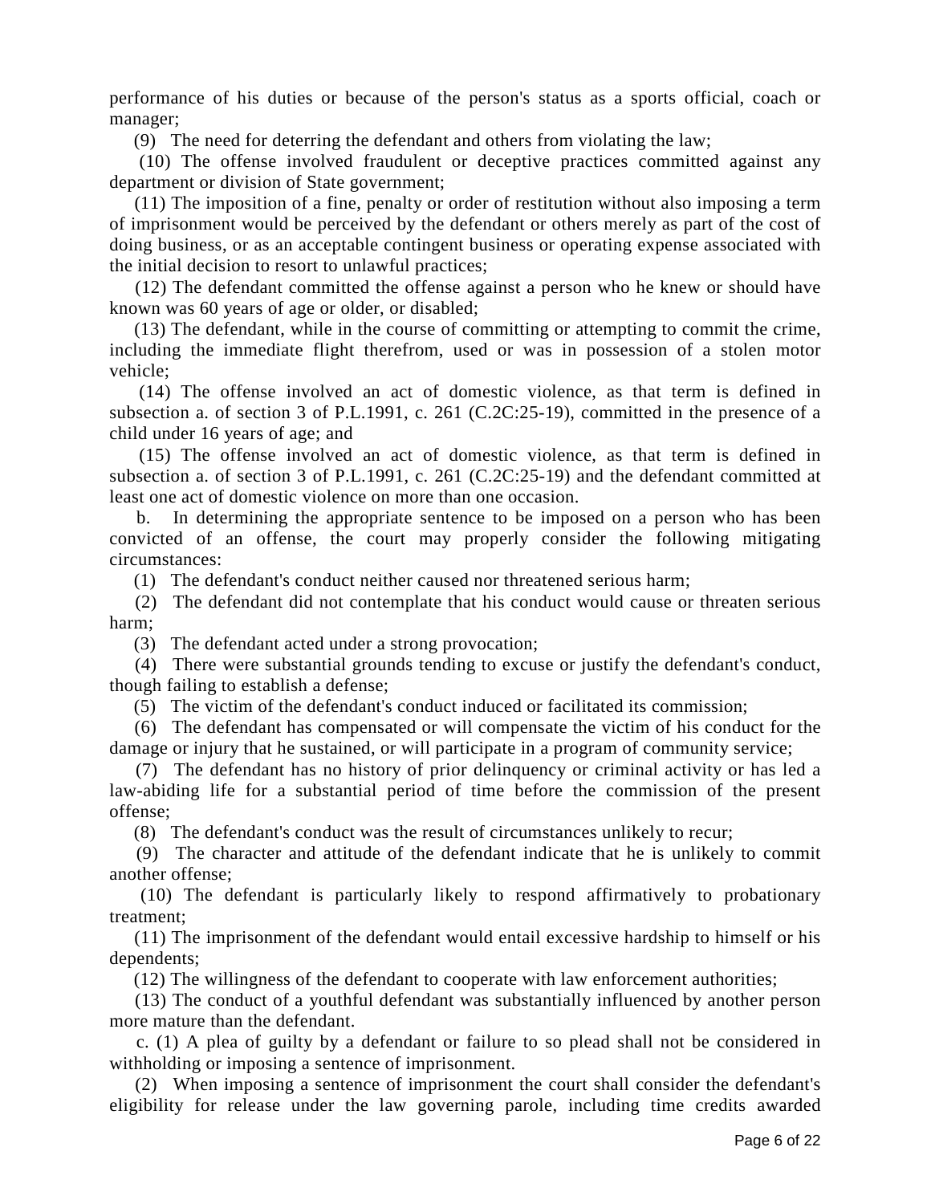performance of his duties or because of the person's status as a sports official, coach or manager;

(9) The need for deterring the defendant and others from violating the law;

(10) The offense involved fraudulent or deceptive practices committed against any department or division of State government;

(11) The imposition of a fine, penalty or order of restitution without also imposing a term of imprisonment would be perceived by the defendant or others merely as part of the cost of doing business, or as an acceptable contingent business or operating expense associated with the initial decision to resort to unlawful practices;

(12) The defendant committed the offense against a person who he knew or should have known was 60 years of age or older, or disabled;

(13) The defendant, while in the course of committing or attempting to commit the crime, including the immediate flight therefrom, used or was in possession of a stolen motor vehicle;

(14) The offense involved an act of domestic violence, as that term is defined in subsection a. of section 3 of P.L.1991, c. 261 (C.2C:25-19), committed in the presence of a child under 16 years of age; and

(15) The offense involved an act of domestic violence, as that term is defined in subsection a. of section 3 of P.L.1991, c. 261 (C.2C:25-19) and the defendant committed at least one act of domestic violence on more than one occasion.

b. In determining the appropriate sentence to be imposed on a person who has been convicted of an offense, the court may properly consider the following mitigating circumstances:

(1) The defendant's conduct neither caused nor threatened serious harm;

(2) The defendant did not contemplate that his conduct would cause or threaten serious harm;

(3) The defendant acted under a strong provocation;

(4) There were substantial grounds tending to excuse or justify the defendant's conduct, though failing to establish a defense;

(5) The victim of the defendant's conduct induced or facilitated its commission;

(6) The defendant has compensated or will compensate the victim of his conduct for the damage or injury that he sustained, or will participate in a program of community service;

(7) The defendant has no history of prior delinquency or criminal activity or has led a law-abiding life for a substantial period of time before the commission of the present offense;

(8) The defendant's conduct was the result of circumstances unlikely to recur;

(9) The character and attitude of the defendant indicate that he is unlikely to commit another offense;

(10) The defendant is particularly likely to respond affirmatively to probationary treatment;

(11) The imprisonment of the defendant would entail excessive hardship to himself or his dependents;

(12) The willingness of the defendant to cooperate with law enforcement authorities;

(13) The conduct of a youthful defendant was substantially influenced by another person more mature than the defendant.

c. (1) A plea of guilty by a defendant or failure to so plead shall not be considered in withholding or imposing a sentence of imprisonment.

(2) When imposing a sentence of imprisonment the court shall consider the defendant's eligibility for release under the law governing parole, including time credits awarded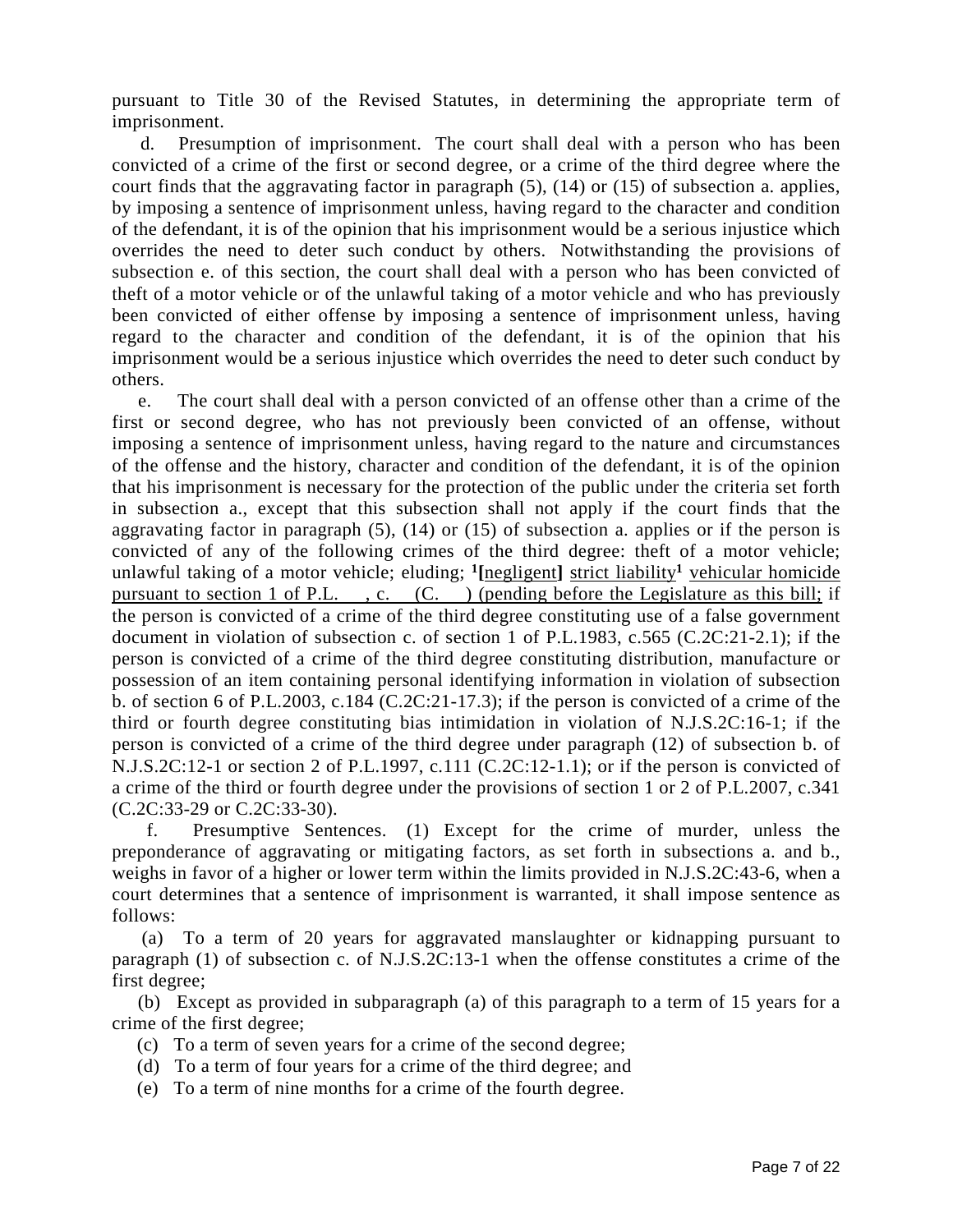pursuant to Title 30 of the Revised Statutes, in determining the appropriate term of imprisonment.

d. Presumption of imprisonment. The court shall deal with a person who has been convicted of a crime of the first or second degree, or a crime of the third degree where the court finds that the aggravating factor in paragraph (5), (14) or (15) of subsection a. applies, by imposing a sentence of imprisonment unless, having regard to the character and condition of the defendant, it is of the opinion that his imprisonment would be a serious injustice which overrides the need to deter such conduct by others. Notwithstanding the provisions of subsection e. of this section, the court shall deal with a person who has been convicted of theft of a motor vehicle or of the unlawful taking of a motor vehicle and who has previously been convicted of either offense by imposing a sentence of imprisonment unless, having regard to the character and condition of the defendant, it is of the opinion that his imprisonment would be a serious injustice which overrides the need to deter such conduct by others.

e. The court shall deal with a person convicted of an offense other than a crime of the first or second degree, who has not previously been convicted of an offense, without imposing a sentence of imprisonment unless, having regard to the nature and circumstances of the offense and the history, character and condition of the defendant, it is of the opinion that his imprisonment is necessary for the protection of the public under the criteria set forth in subsection a., except that this subsection shall not apply if the court finds that the aggravating factor in paragraph (5), (14) or (15) of subsection a. applies or if the person is convicted of any of the following crimes of the third degree: theft of a motor vehicle; unlawful taking of a motor vehicle; eluding; [1]**[**negligent**]** strict liability[1] vehicular homicide pursuant to section 1 of P.L. , c. (C. ) (pending before the Legislature as this bill; if the person is convicted of a crime of the third degree constituting use of a false government document in violation of subsection c. of section 1 of P.L.1983, c.565 (C.2C:21-2.1); if the person is convicted of a crime of the third degree constituting distribution, manufacture or possession of an item containing personal identifying information in violation of subsection b. of section 6 of P.L.2003, c.184 (C.2C:21-17.3); if the person is convicted of a crime of the third or fourth degree constituting bias intimidation in violation of N.J.S.2C:16-1; if the person is convicted of a crime of the third degree under paragraph (12) of subsection b. of N.J.S.2C:12-1 or section 2 of P.L.1997, c.111 (C.2C:12-1.1); or if the person is convicted of a crime of the third or fourth degree under the provisions of section 1 or 2 of P.L.2007, c.341 (C.2C:33-29 or C.2C:33-30).

f. Presumptive Sentences. (1) Except for the crime of murder, unless the preponderance of aggravating or mitigating factors, as set forth in subsections a. and b., weighs in favor of a higher or lower term within the limits provided in N.J.S.2C:43-6, when a court determines that a sentence of imprisonment is warranted, it shall impose sentence as follows:

(a) To a term of 20 years for aggravated manslaughter or kidnapping pursuant to paragraph (1) of subsection c. of N.J.S.2C:13-1 when the offense constitutes a crime of the first degree;

(b) Except as provided in subparagraph (a) of this paragraph to a term of 15 years for a crime of the first degree;

(c) To a term of seven years for a crime of the second degree;

(d) To a term of four years for a crime of the third degree; and

(e) To a term of nine months for a crime of the fourth degree.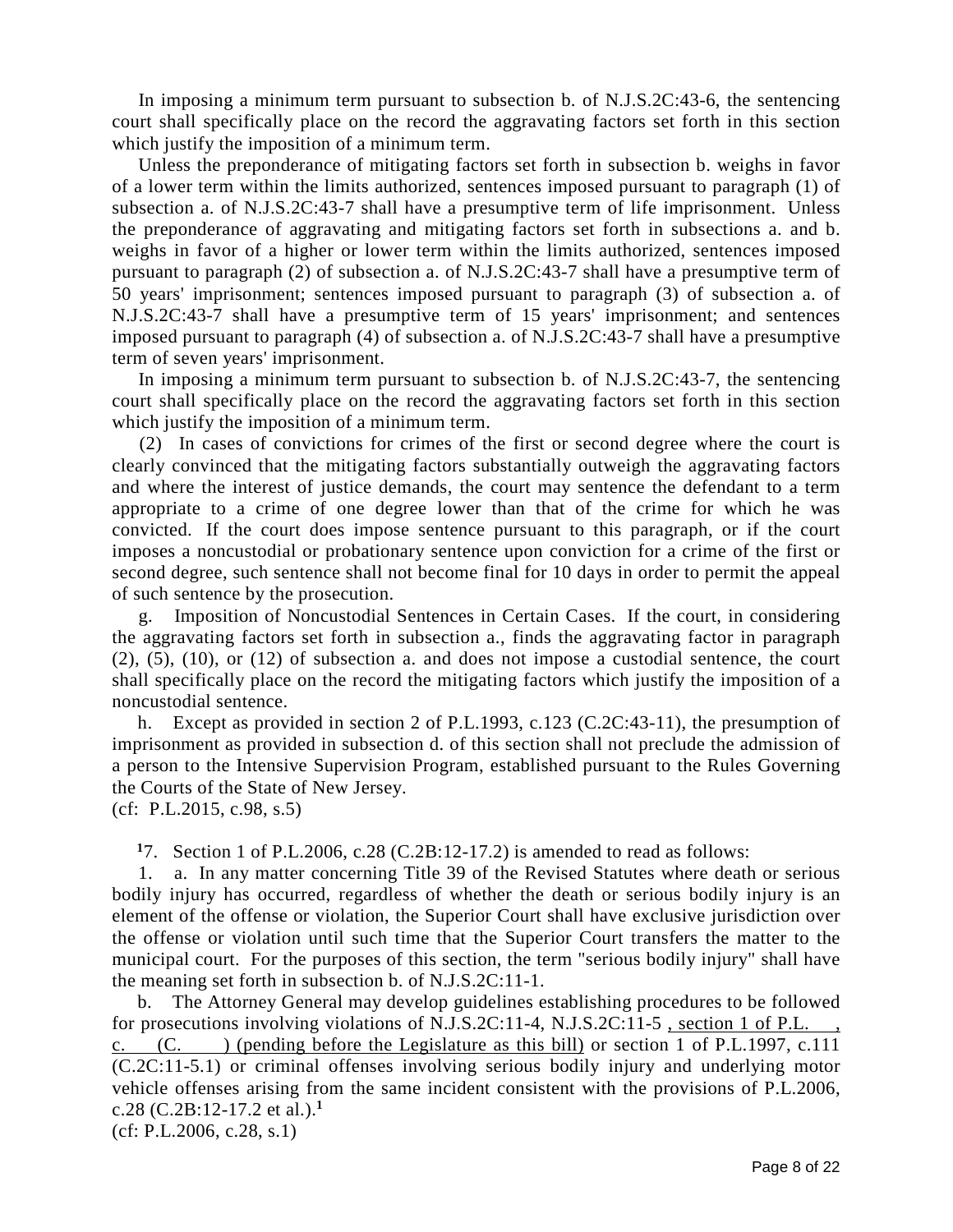In imposing a minimum term pursuant to subsection b. of N.J.S.2C:43-6, the sentencing court shall specifically place on the record the aggravating factors set forth in this section which justify the imposition of a minimum term.

Unless the preponderance of mitigating factors set forth in subsection b. weighs in favor of a lower term within the limits authorized, sentences imposed pursuant to paragraph (1) of subsection a. of N.J.S.2C:43-7 shall have a presumptive term of life imprisonment. Unless the preponderance of aggravating and mitigating factors set forth in subsections a. and b. weighs in favor of a higher or lower term within the limits authorized, sentences imposed pursuant to paragraph (2) of subsection a. of N.J.S.2C:43-7 shall have a presumptive term of 50 years' imprisonment; sentences imposed pursuant to paragraph (3) of subsection a. of N.J.S.2C:43-7 shall have a presumptive term of 15 years' imprisonment; and sentences imposed pursuant to paragraph (4) of subsection a. of N.J.S.2C:43-7 shall have a presumptive term of seven years' imprisonment.

In imposing a minimum term pursuant to subsection b. of N.J.S.2C:43-7, the sentencing court shall specifically place on the record the aggravating factors set forth in this section which justify the imposition of a minimum term.

(2) In cases of convictions for crimes of the first or second degree where the court is clearly convinced that the mitigating factors substantially outweigh the aggravating factors and where the interest of justice demands, the court may sentence the defendant to a term appropriate to a crime of one degree lower than that of the crime for which he was convicted. If the court does impose sentence pursuant to this paragraph, or if the court imposes a noncustodial or probationary sentence upon conviction for a crime of the first or second degree, such sentence shall not become final for 10 days in order to permit the appeal of such sentence by the prosecution.

g. Imposition of Noncustodial Sentences in Certain Cases. If the court, in considering the aggravating factors set forth in subsection a., finds the aggravating factor in paragraph (2), (5), (10), or (12) of subsection a. and does not impose a custodial sentence, the court shall specifically place on the record the mitigating factors which justify the imposition of a noncustodial sentence.

h. Except as provided in section 2 of P.L.1993, c.123 (C.2C:43-11), the presumption of imprisonment as provided in subsection d. of this section shall not preclude the admission of a person to the Intensive Supervision Program, established pursuant to the Rules Governing the Courts of the State of New Jersey.

(cf: P.L.2015, c.98, s.5)

[1]7. Section 1 of P.L.2006, c.28 (C.2B:12-17.2) is amended to read as follows:

1. a. In any matter concerning Title 39 of the Revised Statutes where death or serious bodily injury has occurred, regardless of whether the death or serious bodily injury is an element of the offense or violation, the Superior Court shall have exclusive jurisdiction over the offense or violation until such time that the Superior Court transfers the matter to the municipal court. For the purposes of this section, the term "serious bodily injury" shall have the meaning set forth in subsection b. of N.J.S.2C:11-1.

b. The Attorney General may develop guidelines establishing procedures to be followed for prosecutions involving violations of N.J.S.2C:11-4, N.J.S.2C:11-5 <u>, section 1 of P.L.    , c.    (C.    ) (pending before the Legislature as this bill)</u> or section 1 of P.L.1997, c.111 (C.2C:11-5.1) or criminal offenses involving serious bodily injury and underlying motor vehicle offenses arising from the same incident consistent with the provisions of P.L.2006, c.28 (C.2B:12-17.2 et al.).[1]

(cf: P.L.2006, c.28, s.1)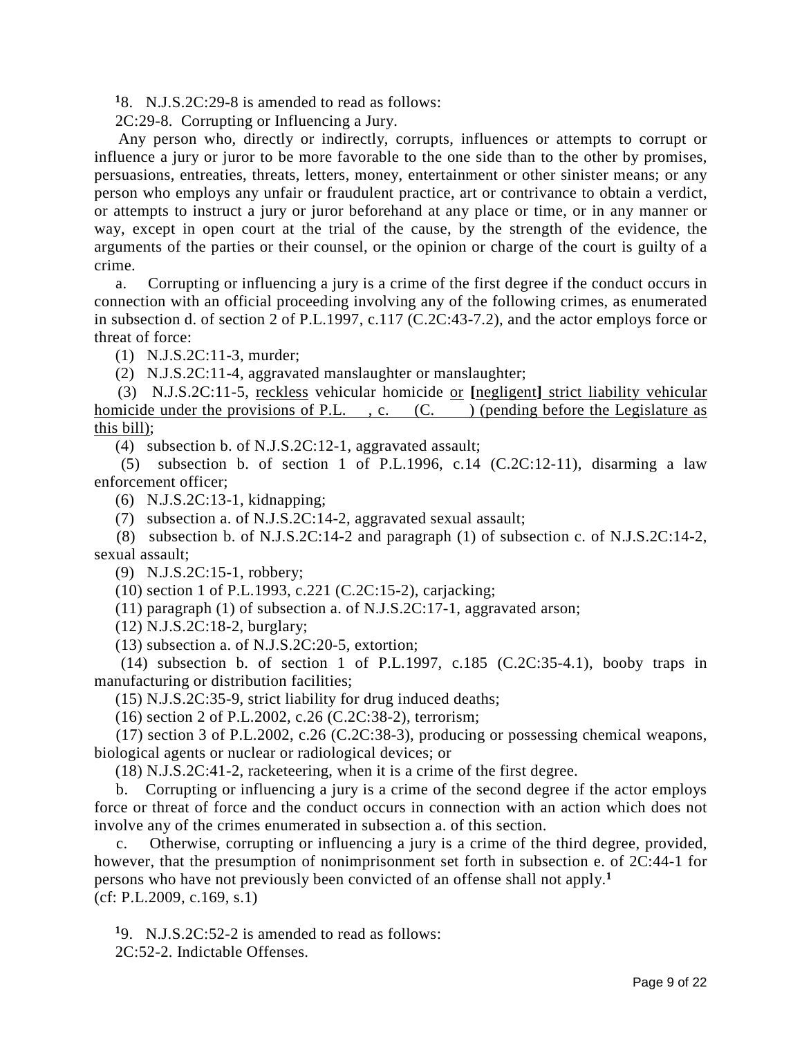[1]8. N.J.S.2C:29-8 is amended to read as follows:

2C:29-8. Corrupting or Influencing a Jury.

Any person who, directly or indirectly, corrupts, influences or attempts to corrupt or influence a jury or juror to be more favorable to the one side than to the other by promises, persuasions, entreaties, threats, letters, money, entertainment or other sinister means; or any person who employs any unfair or fraudulent practice, art or contrivance to obtain a verdict, or attempts to instruct a jury or juror beforehand at any place or time, or in any manner or way, except in open court at the trial of the cause, by the strength of the evidence, the arguments of the parties or their counsel, or the opinion or charge of the court is guilty of a crime.

a. Corrupting or influencing a jury is a crime of the first degree if the conduct occurs in connection with an official proceeding involving any of the following crimes, as enumerated in subsection d. of section 2 of P.L.1997, c.117 (C.2C:43-7.2), and the actor employs force or threat of force:

(1) N.J.S.2C:11-3, murder;

(2) N.J.S.2C:11-4, aggravated manslaughter or manslaughter;

(3) N.J.S.2C:11-5, <u>reckless</u> vehicular homicide <u>or</u> [negligent] <u>strict liability vehicular homicide under the provisions of P.L. , c. (C. ) (pending before the Legislature as this bill)</u>;

(4) subsection b. of N.J.S.2C:12-1, aggravated assault;

(5) subsection b. of section 1 of P.L.1996, c.14 (C.2C:12-11), disarming a law enforcement officer;

(6) N.J.S.2C:13-1, kidnapping;

(7) subsection a. of N.J.S.2C:14-2, aggravated sexual assault;

(8) subsection b. of N.J.S.2C:14-2 and paragraph (1) of subsection c. of N.J.S.2C:14-2, sexual assault;

(9) N.J.S.2C:15-1, robbery;

(10) section 1 of P.L.1993, c.221 (C.2C:15-2), carjacking;

(11) paragraph (1) of subsection a. of N.J.S.2C:17-1, aggravated arson;

(12) N.J.S.2C:18-2, burglary;

(13) subsection a. of N.J.S.2C:20-5, extortion;

(14) subsection b. of section 1 of P.L.1997, c.185 (C.2C:35-4.1), booby traps in manufacturing or distribution facilities;

(15) N.J.S.2C:35-9, strict liability for drug induced deaths;

(16) section 2 of P.L.2002, c.26 (C.2C:38-2), terrorism;

(17) section 3 of P.L.2002, c.26 (C.2C:38-3), producing or possessing chemical weapons, biological agents or nuclear or radiological devices; or

(18) N.J.S.2C:41-2, racketeering, when it is a crime of the first degree.

b. Corrupting or influencing a jury is a crime of the second degree if the actor employs force or threat of force and the conduct occurs in connection with an action which does not involve any of the crimes enumerated in subsection a. of this section.

c. Otherwise, corrupting or influencing a jury is a crime of the third degree, provided, however, that the presumption of nonimprisonment set forth in subsection e. of 2C:44-1 for persons who have not previously been convicted of an offense shall not apply.[1]

(cf: P.L.2009, c.169, s.1)

[1]9. N.J.S.2C:52-2 is amended to read as follows:

2C:52-2. Indictable Offenses.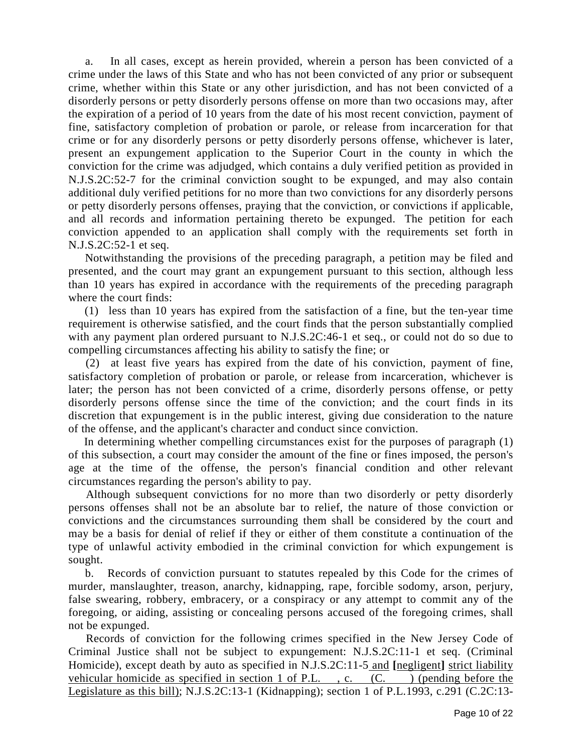a. In all cases, except as herein provided, wherein a person has been convicted of a crime under the laws of this State and who has not been convicted of any prior or subsequent crime, whether within this State or any other jurisdiction, and has not been convicted of a disorderly persons or petty disorderly persons offense on more than two occasions may, after the expiration of a period of 10 years from the date of his most recent conviction, payment of fine, satisfactory completion of probation or parole, or release from incarceration for that crime or for any disorderly persons or petty disorderly persons offense, whichever is later, present an expungement application to the Superior Court in the county in which the conviction for the crime was adjudged, which contains a duly verified petition as provided in N.J.S.2C:52-7 for the criminal conviction sought to be expunged, and may also contain additional duly verified petitions for no more than two convictions for any disorderly persons or petty disorderly persons offenses, praying that the conviction, or convictions if applicable, and all records and information pertaining thereto be expunged. The petition for each conviction appended to an application shall comply with the requirements set forth in N.J.S.2C:52-1 et seq.

Notwithstanding the provisions of the preceding paragraph, a petition may be filed and presented, and the court may grant an expungement pursuant to this section, although less than 10 years has expired in accordance with the requirements of the preceding paragraph where the court finds:

(1) less than 10 years has expired from the satisfaction of a fine, but the ten-year time requirement is otherwise satisfied, and the court finds that the person substantially complied with any payment plan ordered pursuant to N.J.S.2C:46-1 et seq., or could not do so due to compelling circumstances affecting his ability to satisfy the fine; or

(2) at least five years has expired from the date of his conviction, payment of fine, satisfactory completion of probation or parole, or release from incarceration, whichever is later; the person has not been convicted of a crime, disorderly persons offense, or petty disorderly persons offense since the time of the conviction; and the court finds in its discretion that expungement is in the public interest, giving due consideration to the nature of the offense, and the applicant's character and conduct since conviction.

In determining whether compelling circumstances exist for the purposes of paragraph (1) of this subsection, a court may consider the amount of the fine or fines imposed, the person's age at the time of the offense, the person's financial condition and other relevant circumstances regarding the person's ability to pay.

Although subsequent convictions for no more than two disorderly or petty disorderly persons offenses shall not be an absolute bar to relief, the nature of those conviction or convictions and the circumstances surrounding them shall be considered by the court and may be a basis for denial of relief if they or either of them constitute a continuation of the type of unlawful activity embodied in the criminal conviction for which expungement is sought.

b. Records of conviction pursuant to statutes repealed by this Code for the crimes of murder, manslaughter, treason, anarchy, kidnapping, rape, forcible sodomy, arson, perjury, false swearing, robbery, embracery, or a conspiracy or any attempt to commit any of the foregoing, or aiding, assisting or concealing persons accused of the foregoing crimes, shall not be expunged.

Records of conviction for the following crimes specified in the New Jersey Code of Criminal Justice shall not be subject to expungement: N.J.S.2C:11-1 et seq. (Criminal Homicide), except death by auto as specified in N.J.S.2C:11-5 <u>and</u> [negligent] <u>strict liability vehicular homicide as specified in section 1 of P.L. , c. (C. ) (pending before the Legislature as this bill)</u>; N.J.S.2C:13-1 (Kidnapping); section 1 of P.L.1993, c.291 (C.2C:13-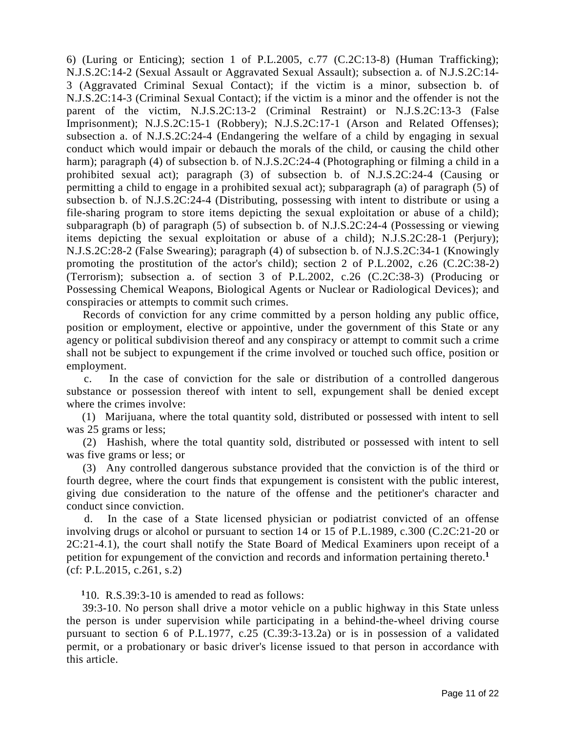6) (Luring or Enticing); section 1 of P.L.2005, c.77 (C.2C:13-8) (Human Trafficking); N.J.S.2C:14-2 (Sexual Assault or Aggravated Sexual Assault); subsection a. of N.J.S.2C:14-3 (Aggravated Criminal Sexual Contact); if the victim is a minor, subsection b. of N.J.S.2C:14-3 (Criminal Sexual Contact); if the victim is a minor and the offender is not the parent of the victim, N.J.S.2C:13-2 (Criminal Restraint) or N.J.S.2C:13-3 (False Imprisonment); N.J.S.2C:15-1 (Robbery); N.J.S.2C:17-1 (Arson and Related Offenses); subsection a. of N.J.S.2C:24-4 (Endangering the welfare of a child by engaging in sexual conduct which would impair or debauch the morals of the child, or causing the child other harm); paragraph (4) of subsection b. of N.J.S.2C:24-4 (Photographing or filming a child in a prohibited sexual act); paragraph (3) of subsection b. of N.J.S.2C:24-4 (Causing or permitting a child to engage in a prohibited sexual act); subparagraph (a) of paragraph (5) of subsection b. of N.J.S.2C:24-4 (Distributing, possessing with intent to distribute or using a file-sharing program to store items depicting the sexual exploitation or abuse of a child); subparagraph (b) of paragraph (5) of subsection b. of N.J.S.2C:24-4 (Possessing or viewing items depicting the sexual exploitation or abuse of a child); N.J.S.2C:28-1 (Perjury); N.J.S.2C:28-2 (False Swearing); paragraph (4) of subsection b. of N.J.S.2C:34-1 (Knowingly promoting the prostitution of the actor's child); section 2 of P.L.2002, c.26 (C.2C:38-2) (Terrorism); subsection a. of section 3 of P.L.2002, c.26 (C.2C:38-3) (Producing or Possessing Chemical Weapons, Biological Agents or Nuclear or Radiological Devices); and conspiracies or attempts to commit such crimes.

Records of conviction for any crime committed by a person holding any public office, position or employment, elective or appointive, under the government of this State or any agency or political subdivision thereof and any conspiracy or attempt to commit such a crime shall not be subject to expungement if the crime involved or touched such office, position or employment.

c. In the case of conviction for the sale or distribution of a controlled dangerous substance or possession thereof with intent to sell, expungement shall be denied except where the crimes involve:

(1) Marijuana, where the total quantity sold, distributed or possessed with intent to sell was 25 grams or less;

(2) Hashish, where the total quantity sold, distributed or possessed with intent to sell was five grams or less; or

(3) Any controlled dangerous substance provided that the conviction is of the third or fourth degree, where the court finds that expungement is consistent with the public interest, giving due consideration to the nature of the offense and the petitioner's character and conduct since conviction.

d. In the case of a State licensed physician or podiatrist convicted of an offense involving drugs or alcohol or pursuant to section 14 or 15 of P.L.1989, c.300 (C.2C:21-20 or 2C:21-4.1), the court shall notify the State Board of Medical Examiners upon receipt of a petition for expungement of the conviction and records and information pertaining thereto.[1]
(cf: P.L.2015, c.261, s.2)

[1]10. R.S.39:3-10 is amended to read as follows:

39:3-10. No person shall drive a motor vehicle on a public highway in this State unless the person is under supervision while participating in a behind-the-wheel driving course pursuant to section 6 of P.L.1977, c.25 (C.39:3-13.2a) or is in possession of a validated permit, or a probationary or basic driver's license issued to that person in accordance with this article.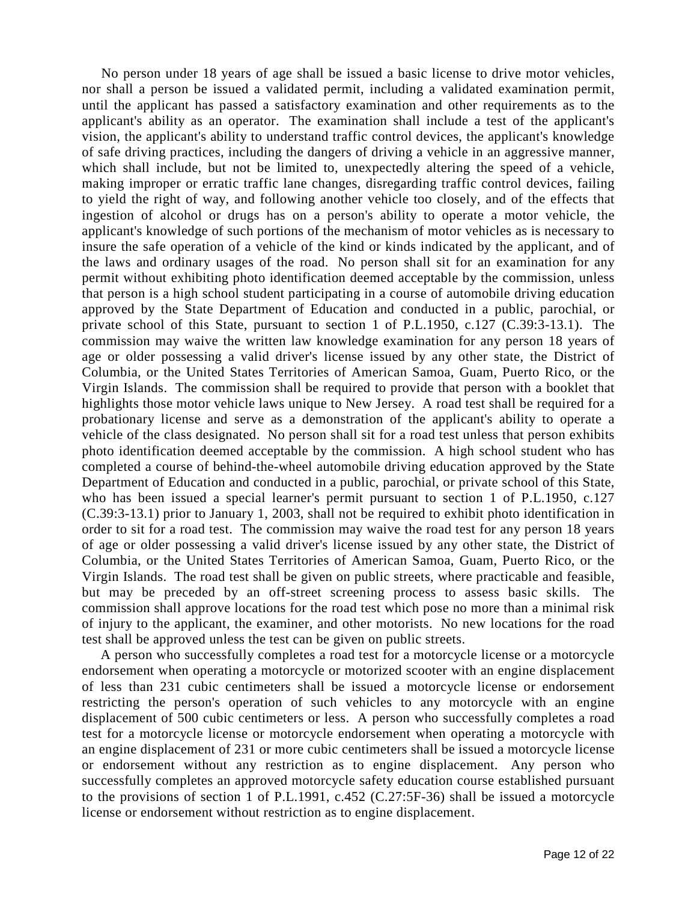No person under 18 years of age shall be issued a basic license to drive motor vehicles, nor shall a person be issued a validated permit, including a validated examination permit, until the applicant has passed a satisfactory examination and other requirements as to the applicant's ability as an operator. The examination shall include a test of the applicant's vision, the applicant's ability to understand traffic control devices, the applicant's knowledge of safe driving practices, including the dangers of driving a vehicle in an aggressive manner, which shall include, but not be limited to, unexpectedly altering the speed of a vehicle, making improper or erratic traffic lane changes, disregarding traffic control devices, failing to yield the right of way, and following another vehicle too closely, and of the effects that ingestion of alcohol or drugs has on a person's ability to operate a motor vehicle, the applicant's knowledge of such portions of the mechanism of motor vehicles as is necessary to insure the safe operation of a vehicle of the kind or kinds indicated by the applicant, and of the laws and ordinary usages of the road. No person shall sit for an examination for any permit without exhibiting photo identification deemed acceptable by the commission, unless that person is a high school student participating in a course of automobile driving education approved by the State Department of Education and conducted in a public, parochial, or private school of this State, pursuant to section 1 of P.L.1950, c.127 (C.39:3-13.1). The commission may waive the written law knowledge examination for any person 18 years of age or older possessing a valid driver's license issued by any other state, the District of Columbia, or the United States Territories of American Samoa, Guam, Puerto Rico, or the Virgin Islands. The commission shall be required to provide that person with a booklet that highlights those motor vehicle laws unique to New Jersey. A road test shall be required for a probationary license and serve as a demonstration of the applicant's ability to operate a vehicle of the class designated. No person shall sit for a road test unless that person exhibits photo identification deemed acceptable by the commission. A high school student who has completed a course of behind-the-wheel automobile driving education approved by the State Department of Education and conducted in a public, parochial, or private school of this State, who has been issued a special learner's permit pursuant to section 1 of P.L.1950, c.127 (C.39:3-13.1) prior to January 1, 2003, shall not be required to exhibit photo identification in order to sit for a road test. The commission may waive the road test for any person 18 years of age or older possessing a valid driver's license issued by any other state, the District of Columbia, or the United States Territories of American Samoa, Guam, Puerto Rico, or the Virgin Islands. The road test shall be given on public streets, where practicable and feasible, but may be preceded by an off-street screening process to assess basic skills. The commission shall approve locations for the road test which pose no more than a minimal risk of injury to the applicant, the examiner, and other motorists. No new locations for the road test shall be approved unless the test can be given on public streets.

A person who successfully completes a road test for a motorcycle license or a motorcycle endorsement when operating a motorcycle or motorized scooter with an engine displacement of less than 231 cubic centimeters shall be issued a motorcycle license or endorsement restricting the person's operation of such vehicles to any motorcycle with an engine displacement of 500 cubic centimeters or less. A person who successfully completes a road test for a motorcycle license or motorcycle endorsement when operating a motorcycle with an engine displacement of 231 or more cubic centimeters shall be issued a motorcycle license or endorsement without any restriction as to engine displacement. Any person who successfully completes an approved motorcycle safety education course established pursuant to the provisions of section 1 of P.L.1991, c.452 (C.27:5F-36) shall be issued a motorcycle license or endorsement without restriction as to engine displacement.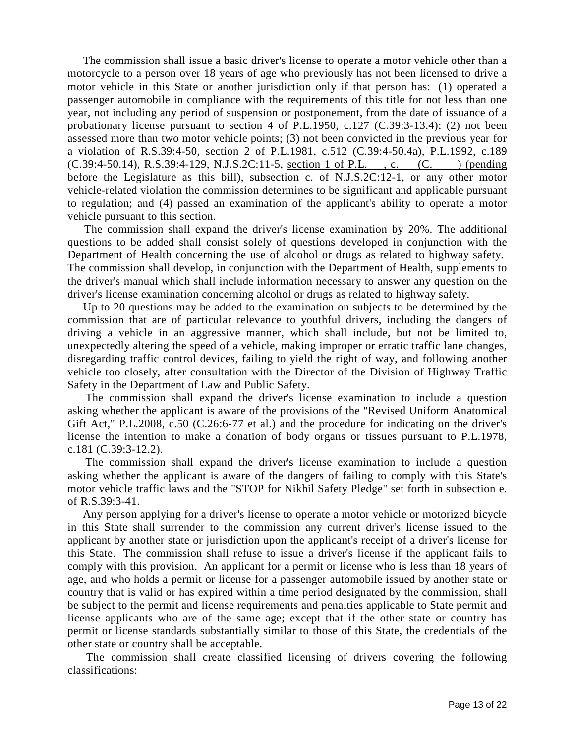The commission shall issue a basic driver's license to operate a motor vehicle other than a motorcycle to a person over 18 years of age who previously has not been licensed to drive a motor vehicle in this State or another jurisdiction only if that person has: (1) operated a passenger automobile in compliance with the requirements of this title for not less than one year, not including any period of suspension or postponement, from the date of issuance of a probationary license pursuant to section 4 of P.L.1950, c.127 (C.39:3-13.4); (2) not been assessed more than two motor vehicle points; (3) not been convicted in the previous year for a violation of R.S.39:4-50, section 2 of P.L.1981, c.512 (C.39:4-50.4a), P.L.1992, c.189 (C.39:4-50.14), R.S.39:4-129, N.J.S.2C:11-5, <u>section 1 of P.L. , c. (C. ) (pending before the Legislature as this bill),</u> subsection c. of N.J.S.2C:12-1, or any other motor vehicle-related violation the commission determines to be significant and applicable pursuant to regulation; and (4) passed an examination of the applicant's ability to operate a motor vehicle pursuant to this section.

The commission shall expand the driver's license examination by 20%. The additional questions to be added shall consist solely of questions developed in conjunction with the Department of Health concerning the use of alcohol or drugs as related to highway safety. The commission shall develop, in conjunction with the Department of Health, supplements to the driver's manual which shall include information necessary to answer any question on the driver's license examination concerning alcohol or drugs as related to highway safety.

Up to 20 questions may be added to the examination on subjects to be determined by the commission that are of particular relevance to youthful drivers, including the dangers of driving a vehicle in an aggressive manner, which shall include, but not be limited to, unexpectedly altering the speed of a vehicle, making improper or erratic traffic lane changes, disregarding traffic control devices, failing to yield the right of way, and following another vehicle too closely, after consultation with the Director of the Division of Highway Traffic Safety in the Department of Law and Public Safety.

The commission shall expand the driver's license examination to include a question asking whether the applicant is aware of the provisions of the "Revised Uniform Anatomical Gift Act," P.L.2008, c.50 (C.26:6-77 et al.) and the procedure for indicating on the driver's license the intention to make a donation of body organs or tissues pursuant to P.L.1978, c.181 (C.39:3-12.2).

The commission shall expand the driver's license examination to include a question asking whether the applicant is aware of the dangers of failing to comply with this State's motor vehicle traffic laws and the "STOP for Nikhil Safety Pledge" set forth in subsection e. of R.S.39:3-41.

Any person applying for a driver's license to operate a motor vehicle or motorized bicycle in this State shall surrender to the commission any current driver's license issued to the applicant by another state or jurisdiction upon the applicant's receipt of a driver's license for this State. The commission shall refuse to issue a driver's license if the applicant fails to comply with this provision. An applicant for a permit or license who is less than 18 years of age, and who holds a permit or license for a passenger automobile issued by another state or country that is valid or has expired within a time period designated by the commission, shall be subject to the permit and license requirements and penalties applicable to State permit and license applicants who are of the same age; except that if the other state or country has permit or license standards substantially similar to those of this State, the credentials of the other state or country shall be acceptable.

The commission shall create classified licensing of drivers covering the following classifications: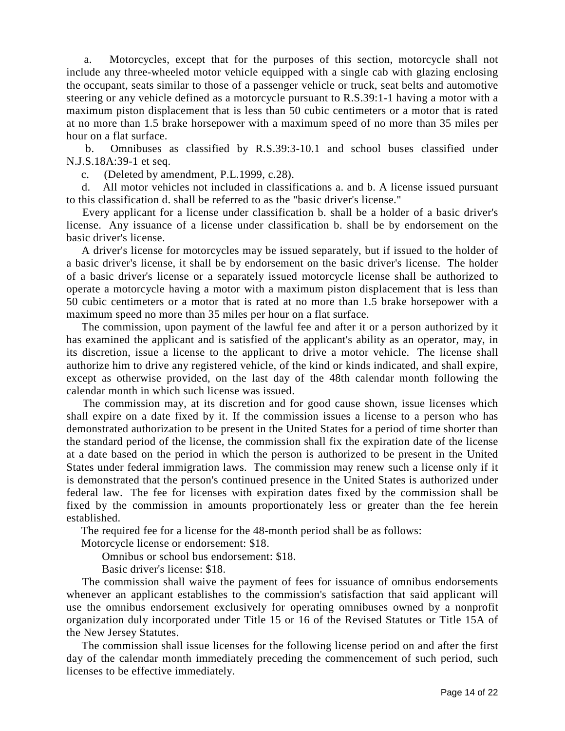a. Motorcycles, except that for the purposes of this section, motorcycle shall not include any three-wheeled motor vehicle equipped with a single cab with glazing enclosing the occupant, seats similar to those of a passenger vehicle or truck, seat belts and automotive steering or any vehicle defined as a motorcycle pursuant to R.S.39:1-1 having a motor with a maximum piston displacement that is less than 50 cubic centimeters or a motor that is rated at no more than 1.5 brake horsepower with a maximum speed of no more than 35 miles per hour on a flat surface.

b. Omnibuses as classified by R.S.39:3-10.1 and school buses classified under N.J.S.18A:39-1 et seq.

c. (Deleted by amendment, P.L.1999, c.28).

d. All motor vehicles not included in classifications a. and b. A license issued pursuant to this classification d. shall be referred to as the "basic driver's license."

Every applicant for a license under classification b. shall be a holder of a basic driver's license. Any issuance of a license under classification b. shall be by endorsement on the basic driver's license.

A driver's license for motorcycles may be issued separately, but if issued to the holder of a basic driver's license, it shall be by endorsement on the basic driver's license. The holder of a basic driver's license or a separately issued motorcycle license shall be authorized to operate a motorcycle having a motor with a maximum piston displacement that is less than 50 cubic centimeters or a motor that is rated at no more than 1.5 brake horsepower with a maximum speed no more than 35 miles per hour on a flat surface.

The commission, upon payment of the lawful fee and after it or a person authorized by it has examined the applicant and is satisfied of the applicant's ability as an operator, may, in its discretion, issue a license to the applicant to drive a motor vehicle. The license shall authorize him to drive any registered vehicle, of the kind or kinds indicated, and shall expire, except as otherwise provided, on the last day of the 48th calendar month following the calendar month in which such license was issued.

The commission may, at its discretion and for good cause shown, issue licenses which shall expire on a date fixed by it. If the commission issues a license to a person who has demonstrated authorization to be present in the United States for a period of time shorter than the standard period of the license, the commission shall fix the expiration date of the license at a date based on the period in which the person is authorized to be present in the United States under federal immigration laws. The commission may renew such a license only if it is demonstrated that the person's continued presence in the United States is authorized under federal law. The fee for licenses with expiration dates fixed by the commission shall be fixed by the commission in amounts proportionately less or greater than the fee herein established.

The required fee for a license for the 48-month period shall be as follows:

Motorcycle license or endorsement: $18.

Omnibus or school bus endorsement: $18.

Basic driver's license: $18.

The commission shall waive the payment of fees for issuance of omnibus endorsements whenever an applicant establishes to the commission's satisfaction that said applicant will use the omnibus endorsement exclusively for operating omnibuses owned by a nonprofit organization duly incorporated under Title 15 or 16 of the Revised Statutes or Title 15A of the New Jersey Statutes.

The commission shall issue licenses for the following license period on and after the first day of the calendar month immediately preceding the commencement of such period, such licenses to be effective immediately.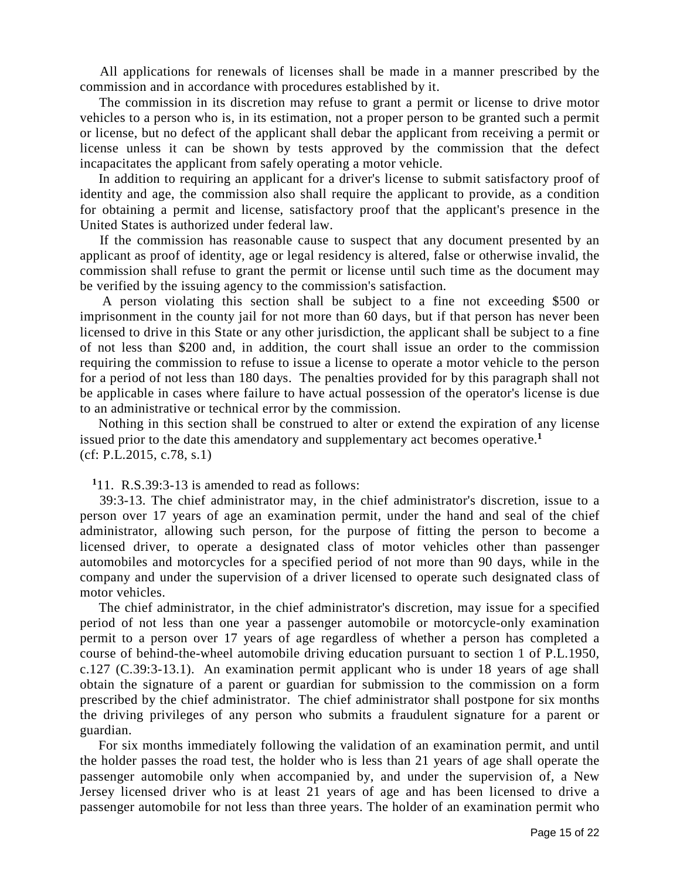All applications for renewals of licenses shall be made in a manner prescribed by the commission and in accordance with procedures established by it.

The commission in its discretion may refuse to grant a permit or license to drive motor vehicles to a person who is, in its estimation, not a proper person to be granted such a permit or license, but no defect of the applicant shall debar the applicant from receiving a permit or license unless it can be shown by tests approved by the commission that the defect incapacitates the applicant from safely operating a motor vehicle.

In addition to requiring an applicant for a driver's license to submit satisfactory proof of identity and age, the commission also shall require the applicant to provide, as a condition for obtaining a permit and license, satisfactory proof that the applicant's presence in the United States is authorized under federal law.

If the commission has reasonable cause to suspect that any document presented by an applicant as proof of identity, age or legal residency is altered, false or otherwise invalid, the commission shall refuse to grant the permit or license until such time as the document may be verified by the issuing agency to the commission's satisfaction.

A person violating this section shall be subject to a fine not exceeding $500 or imprisonment in the county jail for not more than 60 days, but if that person has never been licensed to drive in this State or any other jurisdiction, the applicant shall be subject to a fine of not less than $200 and, in addition, the court shall issue an order to the commission requiring the commission to refuse to issue a license to operate a motor vehicle to the person for a period of not less than 180 days. The penalties provided for by this paragraph shall not be applicable in cases where failure to have actual possession of the operator's license is due to an administrative or technical error by the commission.

Nothing in this section shall be construed to alter or extend the expiration of any license issued prior to the date this amendatory and supplementary act becomes operative.[1]
(cf: P.L.2015, c.78, s.1)

[1]11. R.S.39:3-13 is amended to read as follows:

39:3-13. The chief administrator may, in the chief administrator's discretion, issue to a person over 17 years of age an examination permit, under the hand and seal of the chief administrator, allowing such person, for the purpose of fitting the person to become a licensed driver, to operate a designated class of motor vehicles other than passenger automobiles and motorcycles for a specified period of not more than 90 days, while in the company and under the supervision of a driver licensed to operate such designated class of motor vehicles.

The chief administrator, in the chief administrator's discretion, may issue for a specified period of not less than one year a passenger automobile or motorcycle-only examination permit to a person over 17 years of age regardless of whether a person has completed a course of behind-the-wheel automobile driving education pursuant to section 1 of P.L.1950, c.127 (C.39:3-13.1). An examination permit applicant who is under 18 years of age shall obtain the signature of a parent or guardian for submission to the commission on a form prescribed by the chief administrator. The chief administrator shall postpone for six months the driving privileges of any person who submits a fraudulent signature for a parent or guardian.

For six months immediately following the validation of an examination permit, and until the holder passes the road test, the holder who is less than 21 years of age shall operate the passenger automobile only when accompanied by, and under the supervision of, a New Jersey licensed driver who is at least 21 years of age and has been licensed to drive a passenger automobile for not less than three years. The holder of an examination permit who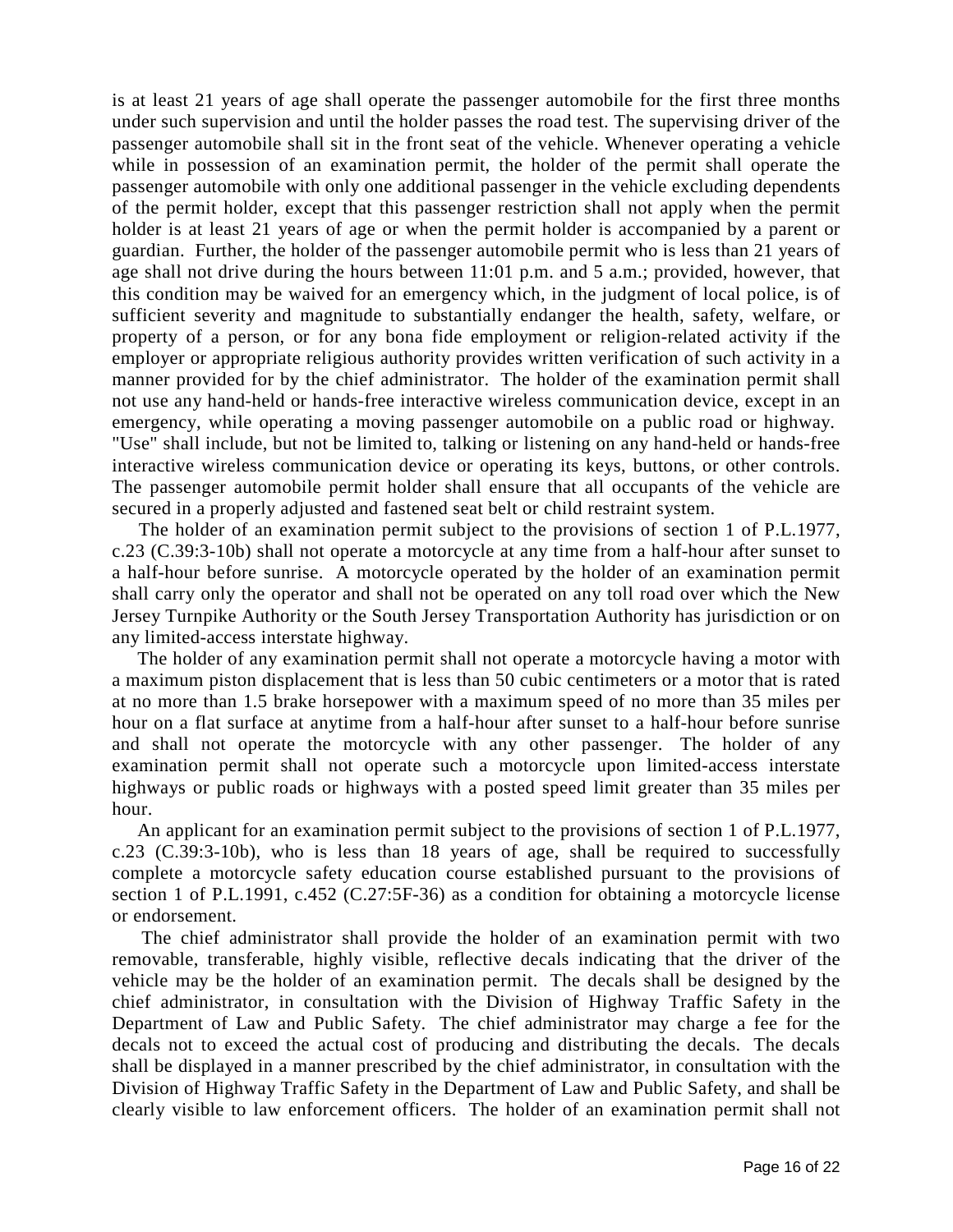is at least 21 years of age shall operate the passenger automobile for the first three months under such supervision and until the holder passes the road test. The supervising driver of the passenger automobile shall sit in the front seat of the vehicle. Whenever operating a vehicle while in possession of an examination permit, the holder of the permit shall operate the passenger automobile with only one additional passenger in the vehicle excluding dependents of the permit holder, except that this passenger restriction shall not apply when the permit holder is at least 21 years of age or when the permit holder is accompanied by a parent or guardian. Further, the holder of the passenger automobile permit who is less than 21 years of age shall not drive during the hours between 11:01 p.m. and 5 a.m.; provided, however, that this condition may be waived for an emergency which, in the judgment of local police, is of sufficient severity and magnitude to substantially endanger the health, safety, welfare, or property of a person, or for any bona fide employment or religion-related activity if the employer or appropriate religious authority provides written verification of such activity in a manner provided for by the chief administrator. The holder of the examination permit shall not use any hand-held or hands-free interactive wireless communication device, except in an emergency, while operating a moving passenger automobile on a public road or highway. "Use" shall include, but not be limited to, talking or listening on any hand-held or hands-free interactive wireless communication device or operating its keys, buttons, or other controls. The passenger automobile permit holder shall ensure that all occupants of the vehicle are secured in a properly adjusted and fastened seat belt or child restraint system.

The holder of an examination permit subject to the provisions of section 1 of P.L.1977, c.23 (C.39:3-10b) shall not operate a motorcycle at any time from a half-hour after sunset to a half-hour before sunrise. A motorcycle operated by the holder of an examination permit shall carry only the operator and shall not be operated on any toll road over which the New Jersey Turnpike Authority or the South Jersey Transportation Authority has jurisdiction or on any limited-access interstate highway.

The holder of any examination permit shall not operate a motorcycle having a motor with a maximum piston displacement that is less than 50 cubic centimeters or a motor that is rated at no more than 1.5 brake horsepower with a maximum speed of no more than 35 miles per hour on a flat surface at anytime from a half-hour after sunset to a half-hour before sunrise and shall not operate the motorcycle with any other passenger. The holder of any examination permit shall not operate such a motorcycle upon limited-access interstate highways or public roads or highways with a posted speed limit greater than 35 miles per hour.

An applicant for an examination permit subject to the provisions of section 1 of P.L.1977, c.23 (C.39:3-10b), who is less than 18 years of age, shall be required to successfully complete a motorcycle safety education course established pursuant to the provisions of section 1 of P.L.1991, c.452 (C.27:5F-36) as a condition for obtaining a motorcycle license or endorsement.

The chief administrator shall provide the holder of an examination permit with two removable, transferable, highly visible, reflective decals indicating that the driver of the vehicle may be the holder of an examination permit. The decals shall be designed by the chief administrator, in consultation with the Division of Highway Traffic Safety in the Department of Law and Public Safety. The chief administrator may charge a fee for the decals not to exceed the actual cost of producing and distributing the decals. The decals shall be displayed in a manner prescribed by the chief administrator, in consultation with the Division of Highway Traffic Safety in the Department of Law and Public Safety, and shall be clearly visible to law enforcement officers. The holder of an examination permit shall not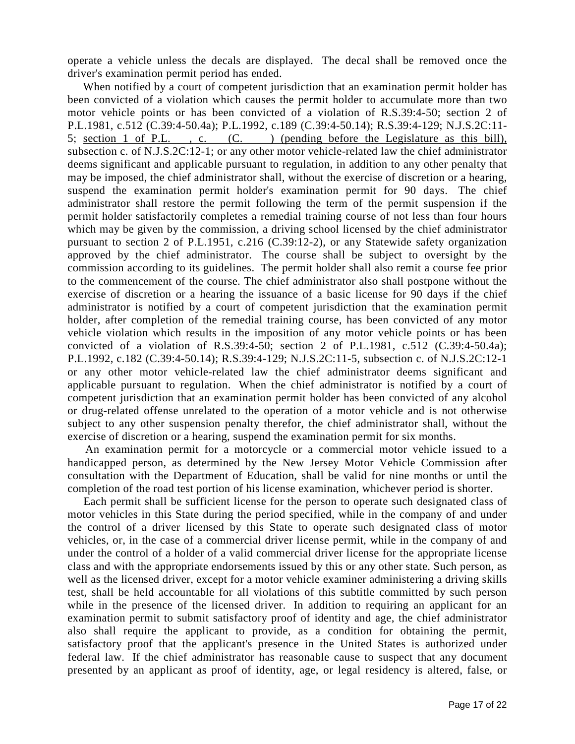operate a vehicle unless the decals are displayed. The decal shall be removed once the driver's examination permit period has ended.

When notified by a court of competent jurisdiction that an examination permit holder has been convicted of a violation which causes the permit holder to accumulate more than two motor vehicle points or has been convicted of a violation of R.S.39:4-50; section 2 of P.L.1981, c.512 (C.39:4-50.4a); P.L.1992, c.189 (C.39:4-50.14); R.S.39:4-129; N.J.S.2C:11-5; section 1 of P.L. , c. (C. ) (pending before the Legislature as this bill), subsection c. of N.J.S.2C:12-1; or any other motor vehicle-related law the chief administrator deems significant and applicable pursuant to regulation, in addition to any other penalty that may be imposed, the chief administrator shall, without the exercise of discretion or a hearing, suspend the examination permit holder's examination permit for 90 days. The chief administrator shall restore the permit following the term of the permit suspension if the permit holder satisfactorily completes a remedial training course of not less than four hours which may be given by the commission, a driving school licensed by the chief administrator pursuant to section 2 of P.L.1951, c.216 (C.39:12-2), or any Statewide safety organization approved by the chief administrator. The course shall be subject to oversight by the commission according to its guidelines. The permit holder shall also remit a course fee prior to the commencement of the course. The chief administrator also shall postpone without the exercise of discretion or a hearing the issuance of a basic license for 90 days if the chief administrator is notified by a court of competent jurisdiction that the examination permit holder, after completion of the remedial training course, has been convicted of any motor vehicle violation which results in the imposition of any motor vehicle points or has been convicted of a violation of R.S.39:4-50; section 2 of P.L.1981, c.512 (C.39:4-50.4a); P.L.1992, c.182 (C.39:4-50.14); R.S.39:4-129; N.J.S.2C:11-5, subsection c. of N.J.S.2C:12-1 or any other motor vehicle-related law the chief administrator deems significant and applicable pursuant to regulation. When the chief administrator is notified by a court of competent jurisdiction that an examination permit holder has been convicted of any alcohol or drug-related offense unrelated to the operation of a motor vehicle and is not otherwise subject to any other suspension penalty therefor, the chief administrator shall, without the exercise of discretion or a hearing, suspend the examination permit for six months.

An examination permit for a motorcycle or a commercial motor vehicle issued to a handicapped person, as determined by the New Jersey Motor Vehicle Commission after consultation with the Department of Education, shall be valid for nine months or until the completion of the road test portion of his license examination, whichever period is shorter.

Each permit shall be sufficient license for the person to operate such designated class of motor vehicles in this State during the period specified, while in the company of and under the control of a driver licensed by this State to operate such designated class of motor vehicles, or, in the case of a commercial driver license permit, while in the company of and under the control of a holder of a valid commercial driver license for the appropriate license class and with the appropriate endorsements issued by this or any other state. Such person, as well as the licensed driver, except for a motor vehicle examiner administering a driving skills test, shall be held accountable for all violations of this subtitle committed by such person while in the presence of the licensed driver. In addition to requiring an applicant for an examination permit to submit satisfactory proof of identity and age, the chief administrator also shall require the applicant to provide, as a condition for obtaining the permit, satisfactory proof that the applicant's presence in the United States is authorized under federal law. If the chief administrator has reasonable cause to suspect that any document presented by an applicant as proof of identity, age, or legal residency is altered, false, or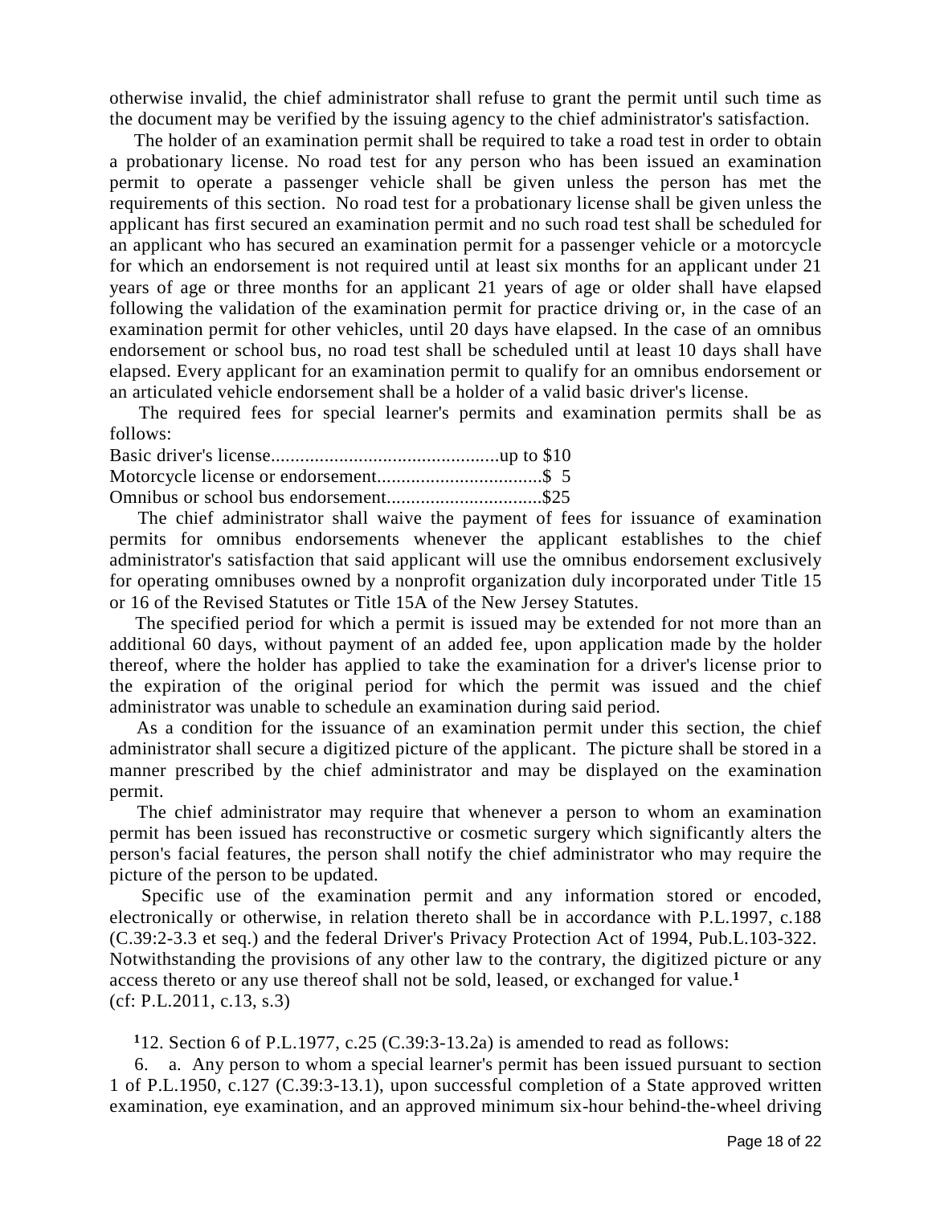otherwise invalid, the chief administrator shall refuse to grant the permit until such time as the document may be verified by the issuing agency to the chief administrator's satisfaction.

The holder of an examination permit shall be required to take a road test in order to obtain a probationary license. No road test for any person who has been issued an examination permit to operate a passenger vehicle shall be given unless the person has met the requirements of this section. No road test for a probationary license shall be given unless the applicant has first secured an examination permit and no such road test shall be scheduled for an applicant who has secured an examination permit for a passenger vehicle or a motorcycle for which an endorsement is not required until at least six months for an applicant under 21 years of age or three months for an applicant 21 years of age or older shall have elapsed following the validation of the examination permit for practice driving or, in the case of an examination permit for other vehicles, until 20 days have elapsed. In the case of an omnibus endorsement or school bus, no road test shall be scheduled until at least 10 days shall have elapsed. Every applicant for an examination permit to qualify for an omnibus endorsement or an articulated vehicle endorsement shall be a holder of a valid basic driver's license.

The required fees for special learner's permits and examination permits shall be as follows:

Basic driver's license...............................................up to $10
Motorcycle license or endorsement..................................$ 5
Omnibus or school bus endorsement.................................$25

The chief administrator shall waive the payment of fees for issuance of examination permits for omnibus endorsements whenever the applicant establishes to the chief administrator's satisfaction that said applicant will use the omnibus endorsement exclusively for operating omnibuses owned by a nonprofit organization duly incorporated under Title 15 or 16 of the Revised Statutes or Title 15A of the New Jersey Statutes.

The specified period for which a permit is issued may be extended for not more than an additional 60 days, without payment of an added fee, upon application made by the holder thereof, where the holder has applied to take the examination for a driver's license prior to the expiration of the original period for which the permit was issued and the chief administrator was unable to schedule an examination during said period.

As a condition for the issuance of an examination permit under this section, the chief administrator shall secure a digitized picture of the applicant. The picture shall be stored in a manner prescribed by the chief administrator and may be displayed on the examination permit.

The chief administrator may require that whenever a person to whom an examination permit has been issued has reconstructive or cosmetic surgery which significantly alters the person's facial features, the person shall notify the chief administrator who may require the picture of the person to be updated.

Specific use of the examination permit and any information stored or encoded, electronically or otherwise, in relation thereto shall be in accordance with P.L.1997, c.188 (C.39:2-3.3 et seq.) and the federal Driver's Privacy Protection Act of 1994, Pub.L.103-322. Notwithstanding the provisions of any other law to the contrary, the digitized picture or any access thereto or any use thereof shall not be sold, leased, or exchanged for value.[1]
(cf: P.L.2011, c.13, s.3)

[1]12. Section 6 of P.L.1977, c.25 (C.39:3-13.2a) is amended to read as follows:

6. a. Any person to whom a special learner's permit has been issued pursuant to section 1 of P.L.1950, c.127 (C.39:3-13.1), upon successful completion of a State approved written examination, eye examination, and an approved minimum six-hour behind-the-wheel driving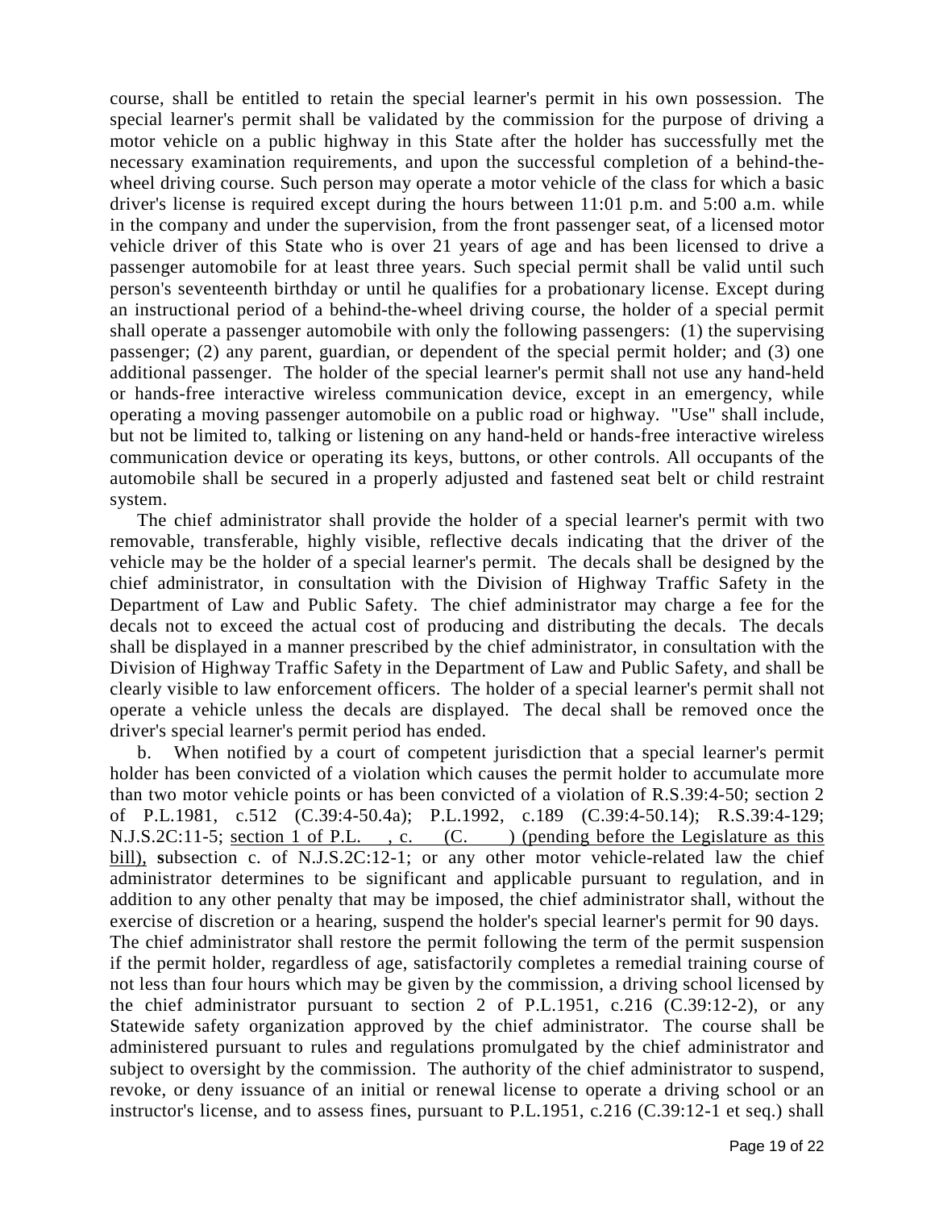course, shall be entitled to retain the special learner's permit in his own possession. The special learner's permit shall be validated by the commission for the purpose of driving a motor vehicle on a public highway in this State after the holder has successfully met the necessary examination requirements, and upon the successful completion of a behind-the-wheel driving course. Such person may operate a motor vehicle of the class for which a basic driver's license is required except during the hours between 11:01 p.m. and 5:00 a.m. while in the company and under the supervision, from the front passenger seat, of a licensed motor vehicle driver of this State who is over 21 years of age and has been licensed to drive a passenger automobile for at least three years. Such special permit shall be valid until such person's seventeenth birthday or until he qualifies for a probationary license. Except during an instructional period of a behind-the-wheel driving course, the holder of a special permit shall operate a passenger automobile with only the following passengers: (1) the supervising passenger; (2) any parent, guardian, or dependent of the special permit holder; and (3) one additional passenger. The holder of the special learner's permit shall not use any hand-held or hands-free interactive wireless communication device, except in an emergency, while operating a moving passenger automobile on a public road or highway. "Use" shall include, but not be limited to, talking or listening on any hand-held or hands-free interactive wireless communication device or operating its keys, buttons, or other controls. All occupants of the automobile shall be secured in a properly adjusted and fastened seat belt or child restraint system.

The chief administrator shall provide the holder of a special learner's permit with two removable, transferable, highly visible, reflective decals indicating that the driver of the vehicle may be the holder of a special learner's permit. The decals shall be designed by the chief administrator, in consultation with the Division of Highway Traffic Safety in the Department of Law and Public Safety. The chief administrator may charge a fee for the decals not to exceed the actual cost of producing and distributing the decals. The decals shall be displayed in a manner prescribed by the chief administrator, in consultation with the Division of Highway Traffic Safety in the Department of Law and Public Safety, and shall be clearly visible to law enforcement officers. The holder of a special learner's permit shall not operate a vehicle unless the decals are displayed. The decal shall be removed once the driver's special learner's permit period has ended.

b. When notified by a court of competent jurisdiction that a special learner's permit holder has been convicted of a violation which causes the permit holder to accumulate more than two motor vehicle points or has been convicted of a violation of R.S.39:4-50; section 2 of P.L.1981, c.512 (C.39:4-50.4a); P.L.1992, c.189 (C.39:4-50.14); R.S.39:4-129; N.J.S.2C:11-5; <u>section 1 of P.L. , c. (C. ) (pending before the Legislature as this bill),</u> subsection c. of N.J.S.2C:12-1; or any other motor vehicle-related law the chief administrator determines to be significant and applicable pursuant to regulation, and in addition to any other penalty that may be imposed, the chief administrator shall, without the exercise of discretion or a hearing, suspend the holder's special learner's permit for 90 days. The chief administrator shall restore the permit following the term of the permit suspension if the permit holder, regardless of age, satisfactorily completes a remedial training course of not less than four hours which may be given by the commission, a driving school licensed by the chief administrator pursuant to section 2 of P.L.1951, c.216 (C.39:12-2), or any Statewide safety organization approved by the chief administrator. The course shall be administered pursuant to rules and regulations promulgated by the chief administrator and subject to oversight by the commission. The authority of the chief administrator to suspend, revoke, or deny issuance of an initial or renewal license to operate a driving school or an instructor's license, and to assess fines, pursuant to P.L.1951, c.216 (C.39:12-1 et seq.) shall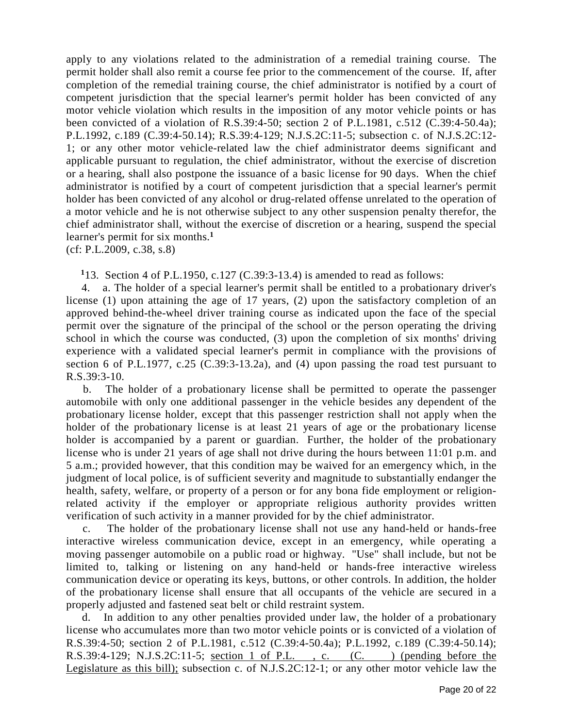apply to any violations related to the administration of a remedial training course. The permit holder shall also remit a course fee prior to the commencement of the course. If, after completion of the remedial training course, the chief administrator is notified by a court of competent jurisdiction that the special learner's permit holder has been convicted of any motor vehicle violation which results in the imposition of any motor vehicle points or has been convicted of a violation of R.S.39:4-50; section 2 of P.L.1981, c.512 (C.39:4-50.4a); P.L.1992, c.189 (C.39:4-50.14); R.S.39:4-129; N.J.S.2C:11-5; subsection c. of N.J.S.2C:12-1; or any other motor vehicle-related law the chief administrator deems significant and applicable pursuant to regulation, the chief administrator, without the exercise of discretion or a hearing, shall also postpone the issuance of a basic license for 90 days. When the chief administrator is notified by a court of competent jurisdiction that a special learner's permit holder has been convicted of any alcohol or drug-related offense unrelated to the operation of a motor vehicle and he is not otherwise subject to any other suspension penalty therefor, the chief administrator shall, without the exercise of discretion or a hearing, suspend the special learner's permit for six months.**[1]**

(cf: P.L.2009, c.38, s.8)

**[1]**13. Section 4 of P.L.1950, c.127 (C.39:3-13.4) is amended to read as follows:

4. a. The holder of a special learner's permit shall be entitled to a probationary driver's license (1) upon attaining the age of 17 years, (2) upon the satisfactory completion of an approved behind-the-wheel driver training course as indicated upon the face of the special permit over the signature of the principal of the school or the person operating the driving school in which the course was conducted, (3) upon the completion of six months' driving experience with a validated special learner's permit in compliance with the provisions of section 6 of P.L.1977, c.25 (C.39:3-13.2a), and (4) upon passing the road test pursuant to R.S.39:3-10.

b. The holder of a probationary license shall be permitted to operate the passenger automobile with only one additional passenger in the vehicle besides any dependent of the probationary license holder, except that this passenger restriction shall not apply when the holder of the probationary license is at least 21 years of age or the probationary license holder is accompanied by a parent or guardian. Further, the holder of the probationary license who is under 21 years of age shall not drive during the hours between 11:01 p.m. and 5 a.m.; provided however, that this condition may be waived for an emergency which, in the judgment of local police, is of sufficient severity and magnitude to substantially endanger the health, safety, welfare, or property of a person or for any bona fide employment or religion-related activity if the employer or appropriate religious authority provides written verification of such activity in a manner provided for by the chief administrator.

c. The holder of the probationary license shall not use any hand-held or hands-free interactive wireless communication device, except in an emergency, while operating a moving passenger automobile on a public road or highway. "Use" shall include, but not be limited to, talking or listening on any hand-held or hands-free interactive wireless communication device or operating its keys, buttons, or other controls. In addition, the holder of the probationary license shall ensure that all occupants of the vehicle are secured in a properly adjusted and fastened seat belt or child restraint system.

d. In addition to any other penalties provided under law, the holder of a probationary license who accumulates more than two motor vehicle points or is convicted of a violation of R.S.39:4-50; section 2 of P.L.1981, c.512 (C.39:4-50.4a); P.L.1992, c.189 (C.39:4-50.14); R.S.39:4-129; N.J.S.2C:11-5; <u>section 1 of P.L. , c. (C. ) (pending before the Legislature as this bill);</u> subsection c. of N.J.S.2C:12-1; or any other motor vehicle law the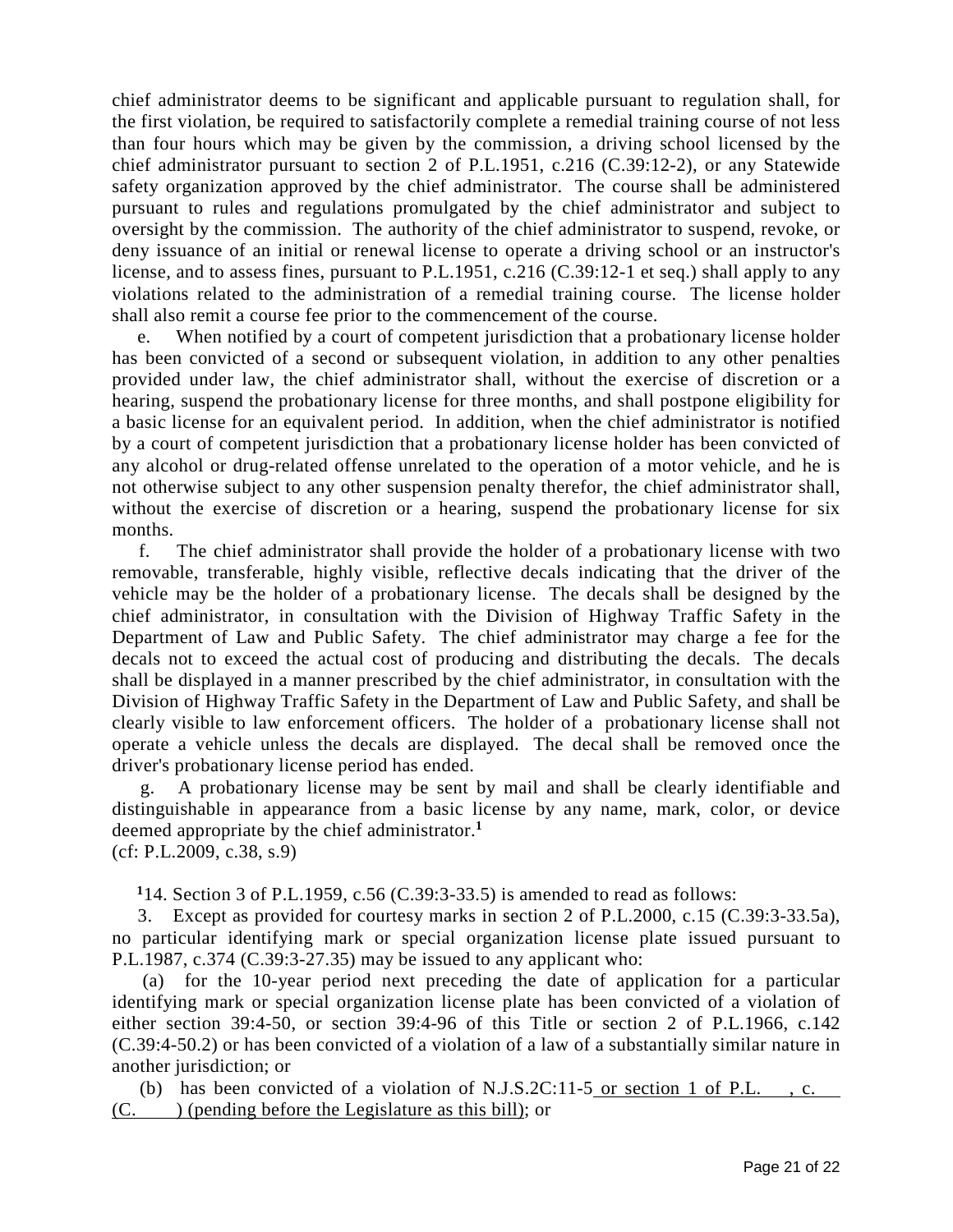chief administrator deems to be significant and applicable pursuant to regulation shall, for the first violation, be required to satisfactorily complete a remedial training course of not less than four hours which may be given by the commission, a driving school licensed by the chief administrator pursuant to section 2 of P.L.1951, c.216 (C.39:12-2), or any Statewide safety organization approved by the chief administrator. The course shall be administered pursuant to rules and regulations promulgated by the chief administrator and subject to oversight by the commission. The authority of the chief administrator to suspend, revoke, or deny issuance of an initial or renewal license to operate a driving school or an instructor's license, and to assess fines, pursuant to P.L.1951, c.216 (C.39:12-1 et seq.) shall apply to any violations related to the administration of a remedial training course. The license holder shall also remit a course fee prior to the commencement of the course.

e. When notified by a court of competent jurisdiction that a probationary license holder has been convicted of a second or subsequent violation, in addition to any other penalties provided under law, the chief administrator shall, without the exercise of discretion or a hearing, suspend the probationary license for three months, and shall postpone eligibility for a basic license for an equivalent period. In addition, when the chief administrator is notified by a court of competent jurisdiction that a probationary license holder has been convicted of any alcohol or drug-related offense unrelated to the operation of a motor vehicle, and he is not otherwise subject to any other suspension penalty therefor, the chief administrator shall, without the exercise of discretion or a hearing, suspend the probationary license for six months.

f. The chief administrator shall provide the holder of a probationary license with two removable, transferable, highly visible, reflective decals indicating that the driver of the vehicle may be the holder of a probationary license. The decals shall be designed by the chief administrator, in consultation with the Division of Highway Traffic Safety in the Department of Law and Public Safety. The chief administrator may charge a fee for the decals not to exceed the actual cost of producing and distributing the decals. The decals shall be displayed in a manner prescribed by the chief administrator, in consultation with the Division of Highway Traffic Safety in the Department of Law and Public Safety, and shall be clearly visible to law enforcement officers. The holder of a probationary license shall not operate a vehicle unless the decals are displayed. The decal shall be removed once the driver's probationary license period has ended.

g. A probationary license may be sent by mail and shall be clearly identifiable and distinguishable in appearance from a basic license by any name, mark, color, or device deemed appropriate by the chief administrator.[1]

(cf: P.L.2009, c.38, s.9)

[1]14. Section 3 of P.L.1959, c.56 (C.39:3-33.5) is amended to read as follows:

3. Except as provided for courtesy marks in section 2 of P.L.2000, c.15 (C.39:3-33.5a), no particular identifying mark or special organization license plate issued pursuant to P.L.1987, c.374 (C.39:3-27.35) may be issued to any applicant who:

(a) for the 10-year period next preceding the date of application for a particular identifying mark or special organization license plate has been convicted of a violation of either section 39:4-50, or section 39:4-96 of this Title or section 2 of P.L.1966, c.142 (C.39:4-50.2) or has been convicted of a violation of a law of a substantially similar nature in another jurisdiction; or

(b) has been convicted of a violation of N.J.S.2C:11-5 <u>or section 1 of P.L. , c. (C. ) (pending before the Legislature as this bill)</u>; or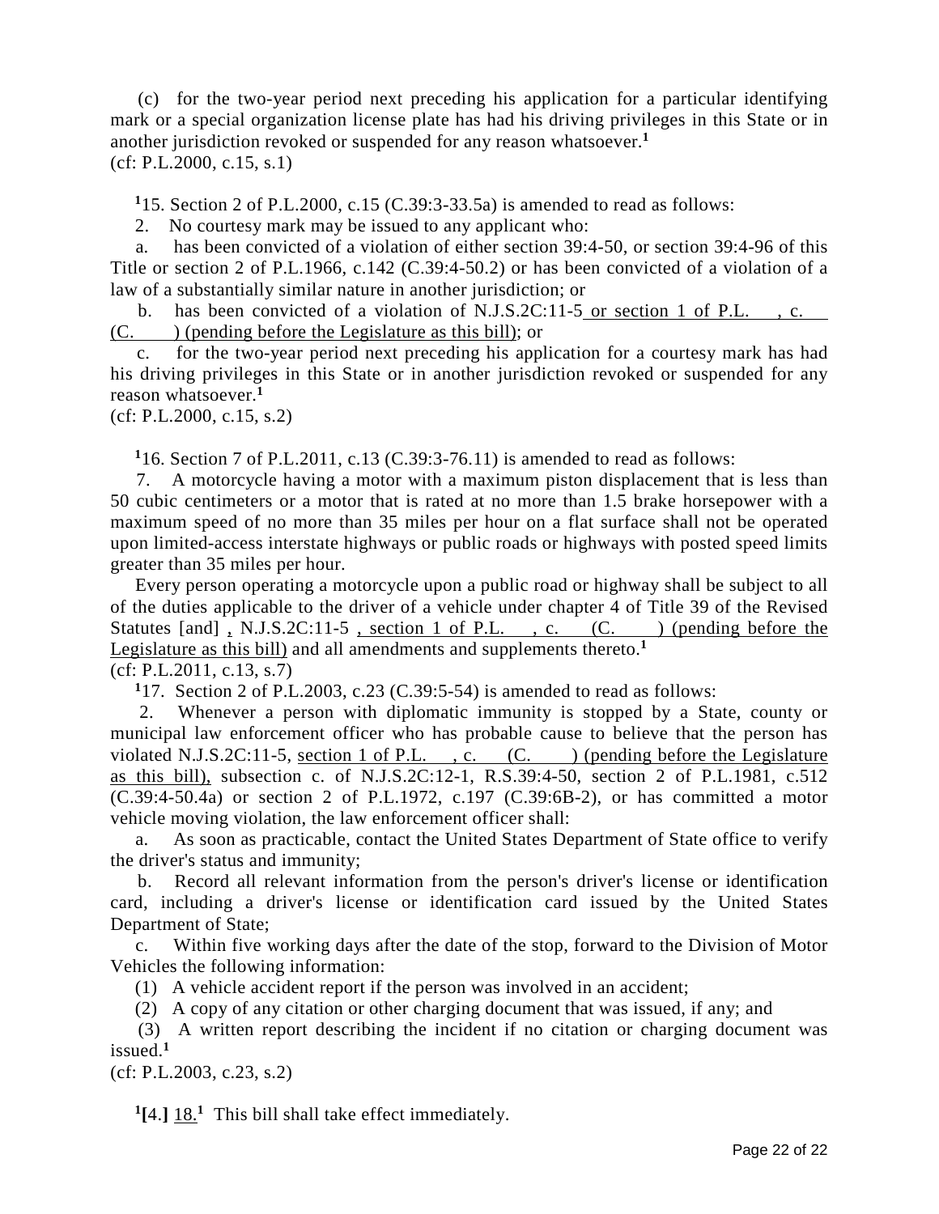(c) for the two-year period next preceding his application for a particular identifying mark or a special organization license plate has had his driving privileges in this State or in another jurisdiction revoked or suspended for any reason whatsoever.[1]
(cf: P.L.2000, c.15, s.1)

[1]15. Section 2 of P.L.2000, c.15 (C.39:3-33.5a) is amended to read as follows:

2. No courtesy mark may be issued to any applicant who:

a. has been convicted of a violation of either section 39:4-50, or section 39:4-96 of this Title or section 2 of P.L.1966, c.142 (C.39:4-50.2) or has been convicted of a violation of a law of a substantially similar nature in another jurisdiction; or

b. has been convicted of a violation of N.J.S.2C:11-5 or section 1 of P.L. , c. (C. ) (pending before the Legislature as this bill); or

c. for the two-year period next preceding his application for a courtesy mark has had his driving privileges in this State or in another jurisdiction revoked or suspended for any reason whatsoever.[1]
(cf: P.L.2000, c.15, s.2)

[1]16. Section 7 of P.L.2011, c.13 (C.39:3-76.11) is amended to read as follows:

7. A motorcycle having a motor with a maximum piston displacement that is less than 50 cubic centimeters or a motor that is rated at no more than 1.5 brake horsepower with a maximum speed of no more than 35 miles per hour on a flat surface shall not be operated upon limited-access interstate highways or public roads or highways with posted speed limits greater than 35 miles per hour.

Every person operating a motorcycle upon a public road or highway shall be subject to all of the duties applicable to the driver of a vehicle under chapter 4 of Title 39 of the Revised Statutes [and] , N.J.S.2C:11-5 , section 1 of P.L. , c. (C. ) (pending before the Legislature as this bill) and all amendments and supplements thereto.[1]
(cf: P.L.2011, c.13, s.7)

[1]17. Section 2 of P.L.2003, c.23 (C.39:5-54) is amended to read as follows:

2. Whenever a person with diplomatic immunity is stopped by a State, county or municipal law enforcement officer who has probable cause to believe that the person has violated N.J.S.2C:11-5, section 1 of P.L. , c. (C. ) (pending before the Legislature as this bill), subsection c. of N.J.S.2C:12-1, R.S.39:4-50, section 2 of P.L.1981, c.512 (C.39:4-50.4a) or section 2 of P.L.1972, c.197 (C.39:6B-2), or has committed a motor vehicle moving violation, the law enforcement officer shall:

a. As soon as practicable, contact the United States Department of State office to verify the driver's status and immunity;

b. Record all relevant information from the person's driver's license or identification card, including a driver's license or identification card issued by the United States Department of State;

c. Within five working days after the date of the stop, forward to the Division of Motor Vehicles the following information:

(1) A vehicle accident report if the person was involved in an accident;

(2) A copy of any citation or other charging document that was issued, if any; and

(3) A written report describing the incident if no citation or charging document was issued.[1]
(cf: P.L.2003, c.23, s.2)

[1][4.] 18.[1] This bill shall take effect immediately.